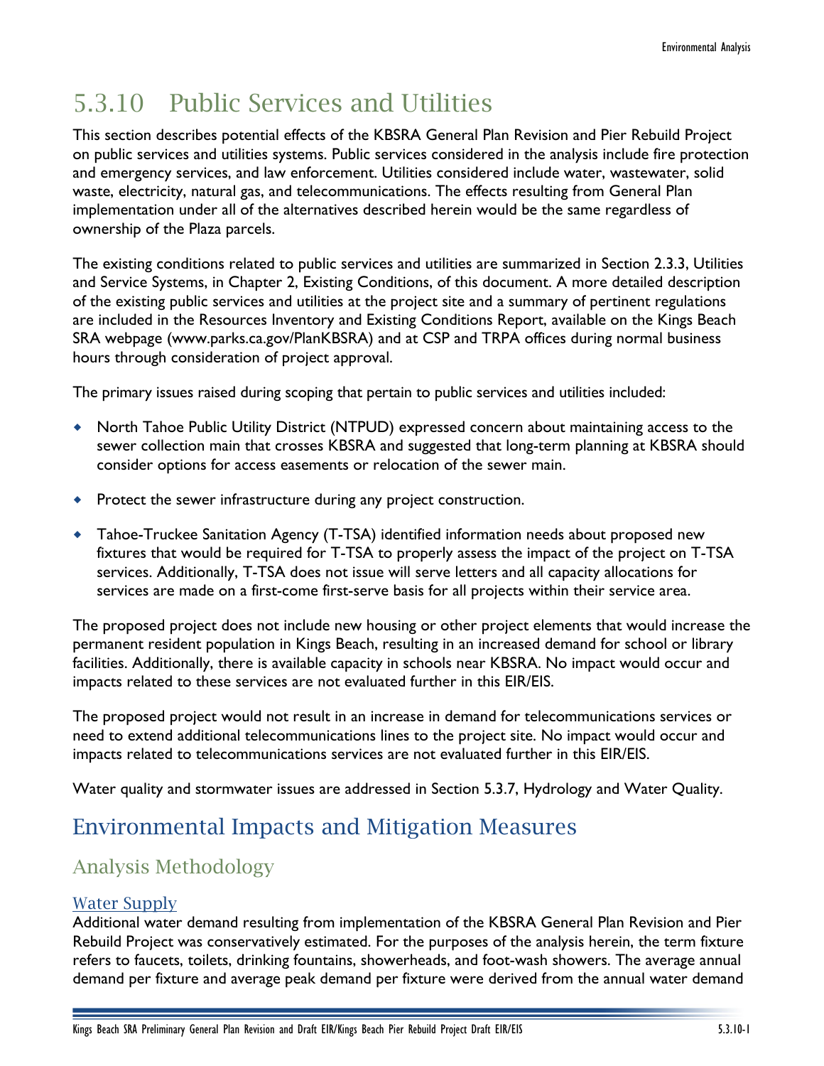# 5.3.10 Public Services and Utilities

This section describes potential effects of the KBSRA General Plan Revision and Pier Rebuild Project on public services and utilities systems. Public services considered in the analysis include fire protection and emergency services, and law enforcement. Utilities considered include water, wastewater, solid waste, electricity, natural gas, and telecommunications. The effects resulting from General Plan implementation under all of the alternatives described herein would be the same regardless of ownership of the Plaza parcels.

The existing conditions related to public services and utilities are summarized in Section 2.3.3, Utilities and Service Systems, in Chapter 2, Existing Conditions, of this document. A more detailed description of the existing public services and utilities at the project site and a summary of pertinent regulations are included in the Resources Inventory and Existing Conditions Report, available on the Kings Beach SRA webpage (www.parks.ca.gov/PlanKBSRA) and at CSP and TRPA offices during normal business hours through consideration of project approval.

The primary issues raised during scoping that pertain to public services and utilities included:

- North Tahoe Public Utility District (NTPUD) expressed concern about maintaining access to the sewer collection main that crosses KBSRA and suggested that long-term planning at KBSRA should consider options for access easements or relocation of the sewer main.
- Protect the sewer infrastructure during any project construction.
- Tahoe-Truckee Sanitation Agency (T-TSA) identified information needs about proposed new fixtures that would be required for T-TSA to properly assess the impact of the project on T-TSA services. Additionally, T-TSA does not issue will serve letters and all capacity allocations for services are made on a first-come first-serve basis for all projects within their service area.

The proposed project does not include new housing or other project elements that would increase the permanent resident population in Kings Beach, resulting in an increased demand for school or library facilities. Additionally, there is available capacity in schools near KBSRA. No impact would occur and impacts related to these services are not evaluated further in this EIR/EIS.

The proposed project would not result in an increase in demand for telecommunications services or need to extend additional telecommunications lines to the project site. No impact would occur and impacts related to telecommunications services are not evaluated further in this EIR/EIS.

Water quality and stormwater issues are addressed in Section 5.3.7, Hydrology and Water Quality.

## Environmental Impacts and Mitigation Measures

### Analysis Methodology

#### Water Supply

Additional water demand resulting from implementation of the KBSRA General Plan Revision and Pier Rebuild Project was conservatively estimated. For the purposes of the analysis herein, the term fixture refers to faucets, toilets, drinking fountains, showerheads, and foot-wash showers. The average annual demand per fixture and average peak demand per fixture were derived from the annual water demand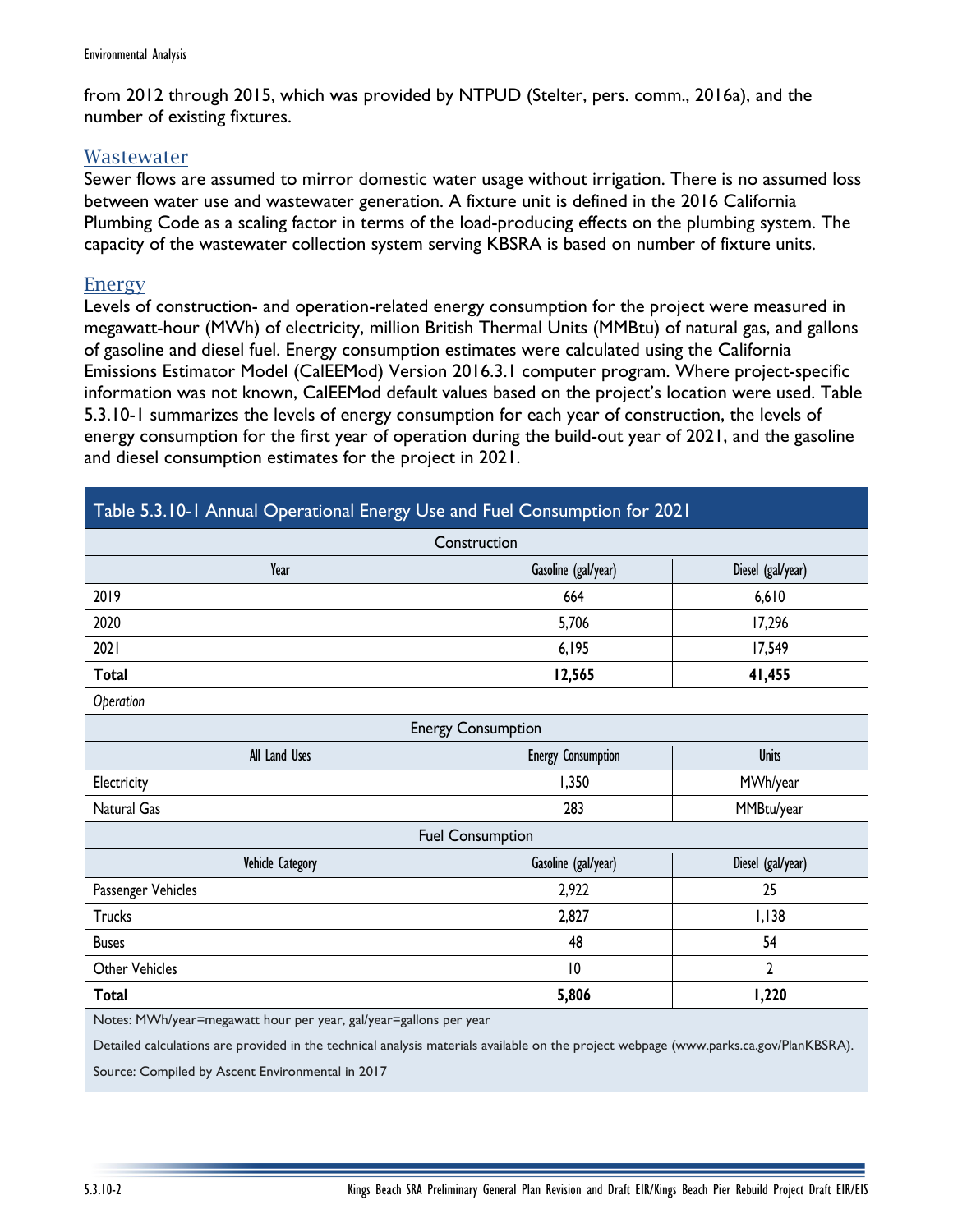from 2012 through 2015, which was provided by NTPUD (Stelter, pers. comm., 2016a), and the number of existing fixtures.

## Wastewater

Sewer flows are assumed to mirror domestic water usage without irrigation. There is no assumed loss between water use and wastewater generation. A fixture unit is defined in the 2016 California Plumbing Code as a scaling factor in terms of the load-producing effects on the plumbing system. The capacity of the wastewater collection system serving KBSRA is based on number of fixture units.

## Energy

Levels of construction- and operation-related energy consumption for the project were measured in megawatt-hour (MWh) of electricity, million British Thermal Units (MMBtu) of natural gas, and gallons of gasoline and diesel fuel. Energy consumption estimates were calculated using the California Emissions Estimator Model (CalEEMod) Version 2016.3.1 computer program. Where project-specific information was not known, CalEEMod default values based on the project's location were used. Table 5.3.10-1 summarizes the levels of energy consumption for each year of construction, the levels of energy consumption for the first year of operation during the build-out year of 2021, and the gasoline and diesel consumption estimates for the project in 2021.

**Table 5.3.10-1 Annual Operational Energy Use and Fuel Consumption for 2021**

| Construction | | |
|---|---|---|
| **Year** | **Gasoline (gal/year)** | **Diesel (gal/year)** |
| 2019 | 664 | 6,610 |
| 2020 | 5,706 | 17,296 |
| 2021 | 6,195 | 17,549 |
| **Total** | **12,565** | **41,455** |
| *Operation* | | |
| Energy Consumption | | |
| **All Land Uses** | **Energy Consumption** | **Units** |
| Electricity | 1,350 | MWh/year |
| Natural Gas | 283 | MMBtu/year |
| Fuel Consumption | | |
| **Vehicle Category** | **Gasoline (gal/year)** | **Diesel (gal/year)** |
| Passenger Vehicles | 2,922 | 25 |
| Trucks | 2,827 | 1,138 |
| Buses | 48 | 54 |
| Other Vehicles | 10 | 2 |
| **Total** | **5,806** | **1,220** |

Notes: MWh/year=megawatt hour per year, gal/year=gallons per year

Detailed calculations are provided in the technical analysis materials available on the project webpage (www.parks.ca.gov/PlanKBSRA).

Source: Compiled by Ascent Environmental in 2017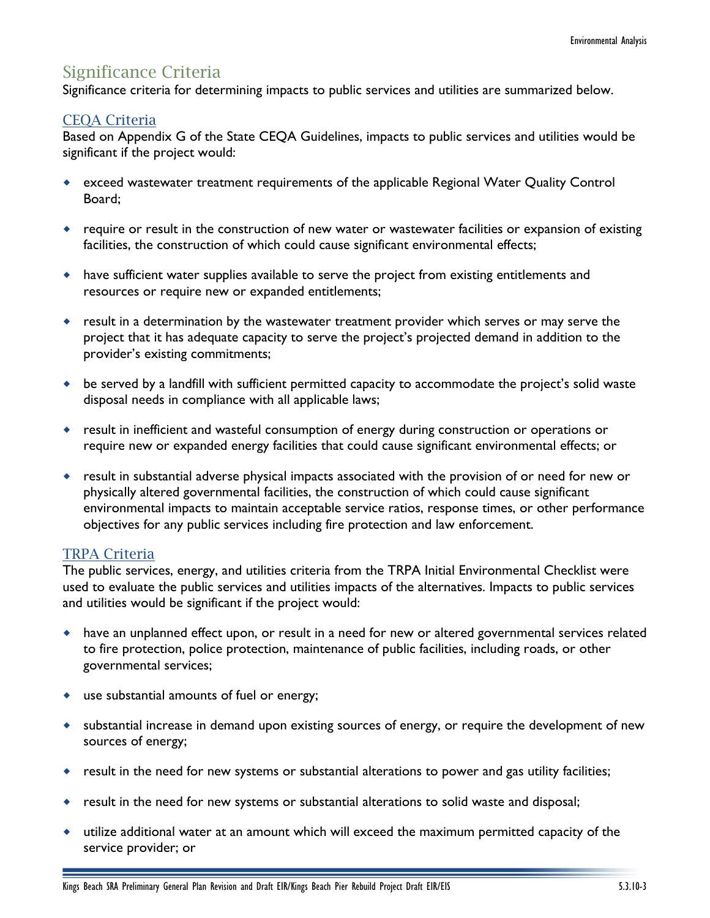## Significance Criteria

Significance criteria for determining impacts to public services and utilities are summarized below.

### CEQA Criteria

Based on Appendix G of the State CEQA Guidelines, impacts to public services and utilities would be significant if the project would:

- exceed wastewater treatment requirements of the applicable Regional Water Quality Control Board;
- require or result in the construction of new water or wastewater facilities or expansion of existing facilities, the construction of which could cause significant environmental effects;
- have sufficient water supplies available to serve the project from existing entitlements and resources or require new or expanded entitlements;
- result in a determination by the wastewater treatment provider which serves or may serve the project that it has adequate capacity to serve the project's projected demand in addition to the provider's existing commitments;
- be served by a landfill with sufficient permitted capacity to accommodate the project's solid waste disposal needs in compliance with all applicable laws;
- result in inefficient and wasteful consumption of energy during construction or operations or require new or expanded energy facilities that could cause significant environmental effects; or
- result in substantial adverse physical impacts associated with the provision of or need for new or physically altered governmental facilities, the construction of which could cause significant environmental impacts to maintain acceptable service ratios, response times, or other performance objectives for any public services including fire protection and law enforcement.

### TRPA Criteria

The public services, energy, and utilities criteria from the TRPA Initial Environmental Checklist were used to evaluate the public services and utilities impacts of the alternatives. Impacts to public services and utilities would be significant if the project would:

- have an unplanned effect upon, or result in a need for new or altered governmental services related to fire protection, police protection, maintenance of public facilities, including roads, or other governmental services;
- use substantial amounts of fuel or energy;
- substantial increase in demand upon existing sources of energy, or require the development of new sources of energy;
- result in the need for new systems or substantial alterations to power and gas utility facilities;
- result in the need for new systems or substantial alterations to solid waste and disposal;
- utilize additional water at an amount which will exceed the maximum permitted capacity of the service provider; or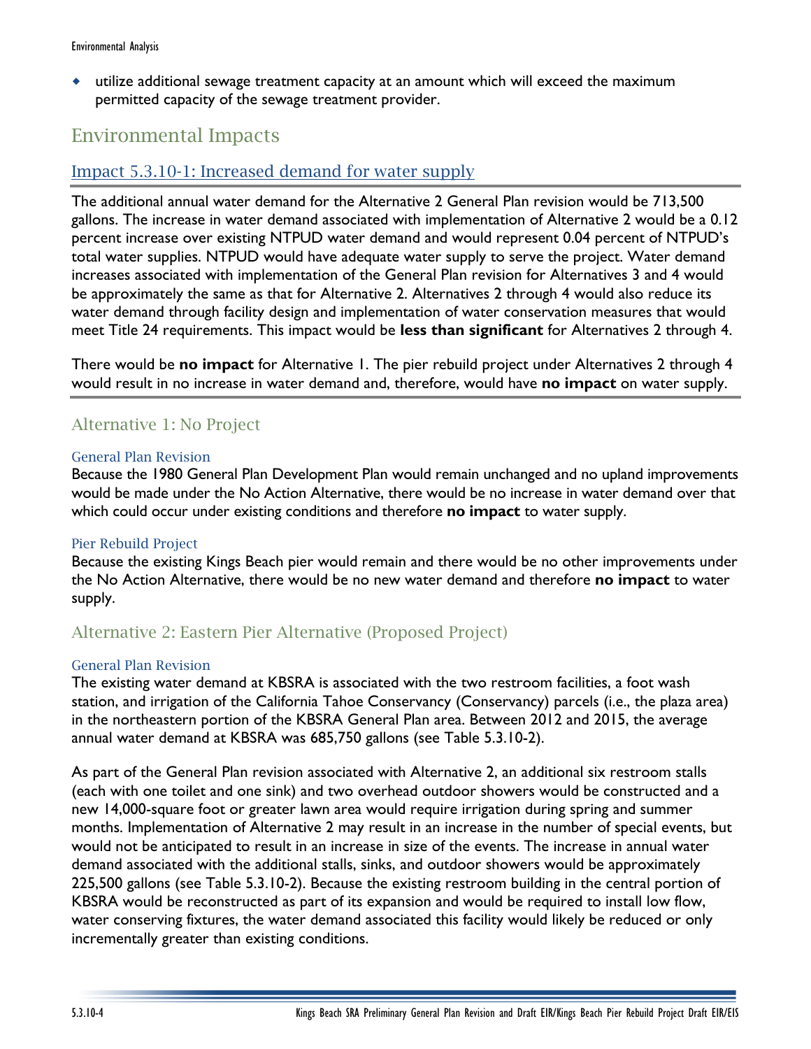- utilize additional sewage treatment capacity at an amount which will exceed the maximum permitted capacity of the sewage treatment provider.

## Environmental Impacts

### Impact 5.3.10-1: Increased demand for water supply

The additional annual water demand for the Alternative 2 General Plan revision would be 713,500 gallons. The increase in water demand associated with implementation of Alternative 2 would be a 0.12 percent increase over existing NTPUD water demand and would represent 0.04 percent of NTPUD's total water supplies. NTPUD would have adequate water supply to serve the project. Water demand increases associated with implementation of the General Plan revision for Alternatives 3 and 4 would be approximately the same as that for Alternative 2. Alternatives 2 through 4 would also reduce its water demand through facility design and implementation of water conservation measures that would meet Title 24 requirements. This impact would be **less than significant** for Alternatives 2 through 4.

There would be **no impact** for Alternative 1. The pier rebuild project under Alternatives 2 through 4 would result in no increase in water demand and, therefore, would have **no impact** on water supply.

### Alternative 1: No Project

#### General Plan Revision

Because the 1980 General Plan Development Plan would remain unchanged and no upland improvements would be made under the No Action Alternative, there would be no increase in water demand over that which could occur under existing conditions and therefore **no impact** to water supply.

#### Pier Rebuild Project

Because the existing Kings Beach pier would remain and there would be no other improvements under the No Action Alternative, there would be no new water demand and therefore **no impact** to water supply.

### Alternative 2: Eastern Pier Alternative (Proposed Project)

#### General Plan Revision

The existing water demand at KBSRA is associated with the two restroom facilities, a foot wash station, and irrigation of the California Tahoe Conservancy (Conservancy) parcels (i.e., the plaza area) in the northeastern portion of the KBSRA General Plan area. Between 2012 and 2015, the average annual water demand at KBSRA was 685,750 gallons (see Table 5.3.10-2).

As part of the General Plan revision associated with Alternative 2, an additional six restroom stalls (each with one toilet and one sink) and two overhead outdoor showers would be constructed and a new 14,000-square foot or greater lawn area would require irrigation during spring and summer months. Implementation of Alternative 2 may result in an increase in the number of special events, but would not be anticipated to result in an increase in size of the events. The increase in annual water demand associated with the additional stalls, sinks, and outdoor showers would be approximately 225,500 gallons (see Table 5.3.10-2). Because the existing restroom building in the central portion of KBSRA would be reconstructed as part of its expansion and would be required to install low flow, water conserving fixtures, the water demand associated this facility would likely be reduced or only incrementally greater than existing conditions.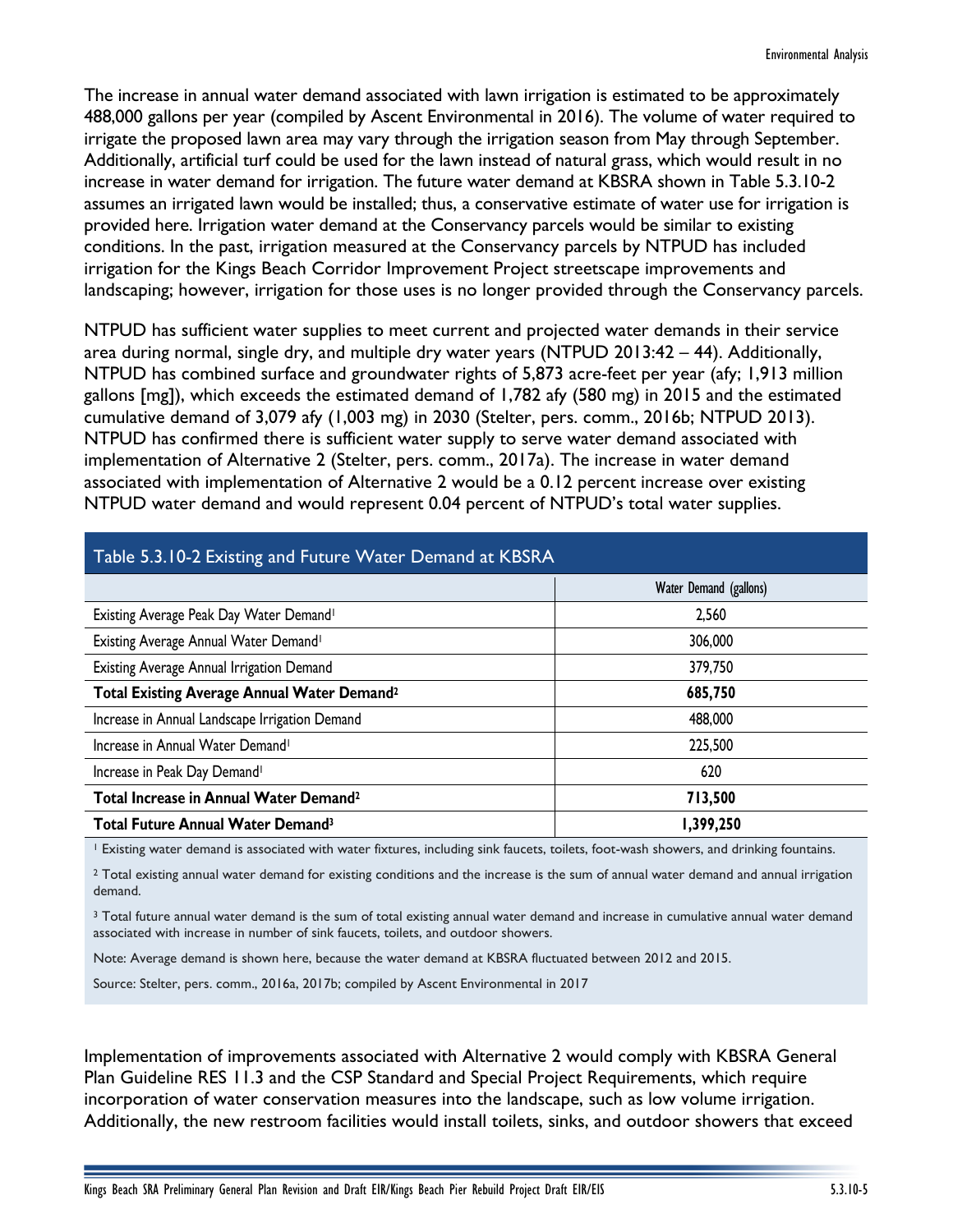The increase in annual water demand associated with lawn irrigation is estimated to be approximately 488,000 gallons per year (compiled by Ascent Environmental in 2016). The volume of water required to irrigate the proposed lawn area may vary through the irrigation season from May through September. Additionally, artificial turf could be used for the lawn instead of natural grass, which would result in no increase in water demand for irrigation. The future water demand at KBSRA shown in Table 5.3.10-2 assumes an irrigated lawn would be installed; thus, a conservative estimate of water use for irrigation is provided here. Irrigation water demand at the Conservancy parcels would be similar to existing conditions. In the past, irrigation measured at the Conservancy parcels by NTPUD has included irrigation for the Kings Beach Corridor Improvement Project streetscape improvements and landscaping; however, irrigation for those uses is no longer provided through the Conservancy parcels.

NTPUD has sufficient water supplies to meet current and projected water demands in their service area during normal, single dry, and multiple dry water years (NTPUD 2013:42 – 44). Additionally, NTPUD has combined surface and groundwater rights of 5,873 acre-feet per year (afy; 1,913 million gallons [mg]), which exceeds the estimated demand of 1,782 afy (580 mg) in 2015 and the estimated cumulative demand of 3,079 afy (1,003 mg) in 2030 (Stelter, pers. comm., 2016b; NTPUD 2013). NTPUD has confirmed there is sufficient water supply to serve water demand associated with implementation of Alternative 2 (Stelter, pers. comm., 2017a). The increase in water demand associated with implementation of Alternative 2 would be a 0.12 percent increase over existing NTPUD water demand and would represent 0.04 percent of NTPUD's total water supplies.

**Table 5.3.10-2 Existing and Future Water Demand at KBSRA**

| | Water Demand (gallons) |
|---|---|
| Existing Average Peak Day Water Demand[1] | 2,560 |
| Existing Average Annual Water Demand[1] | 306,000 |
| Existing Average Annual Irrigation Demand | 379,750 |
| **Total Existing Average Annual Water Demand[2]** | **685,750** |
| Increase in Annual Landscape Irrigation Demand | 488,000 |
| Increase in Annual Water Demand[1] | 225,500 |
| Increase in Peak Day Demand[1] | 620 |
| **Total Increase in Annual Water Demand[2]** | **713,500** |
| **Total Future Annual Water Demand[3]** | **1,399,250** |

[1] Existing water demand is associated with water fixtures, including sink faucets, toilets, foot-wash showers, and drinking fountains.

[2] Total existing annual water demand for existing conditions and the increase is the sum of annual water demand and annual irrigation demand.

[3] Total future annual water demand is the sum of total existing annual water demand and increase in cumulative annual water demand associated with increase in number of sink faucets, toilets, and outdoor showers.

Note: Average demand is shown here, because the water demand at KBSRA fluctuated between 2012 and 2015.

Source: Stelter, pers. comm., 2016a, 2017b; compiled by Ascent Environmental in 2017

Implementation of improvements associated with Alternative 2 would comply with KBSRA General Plan Guideline RES 11.3 and the CSP Standard and Special Project Requirements, which require incorporation of water conservation measures into the landscape, such as low volume irrigation. Additionally, the new restroom facilities would install toilets, sinks, and outdoor showers that exceed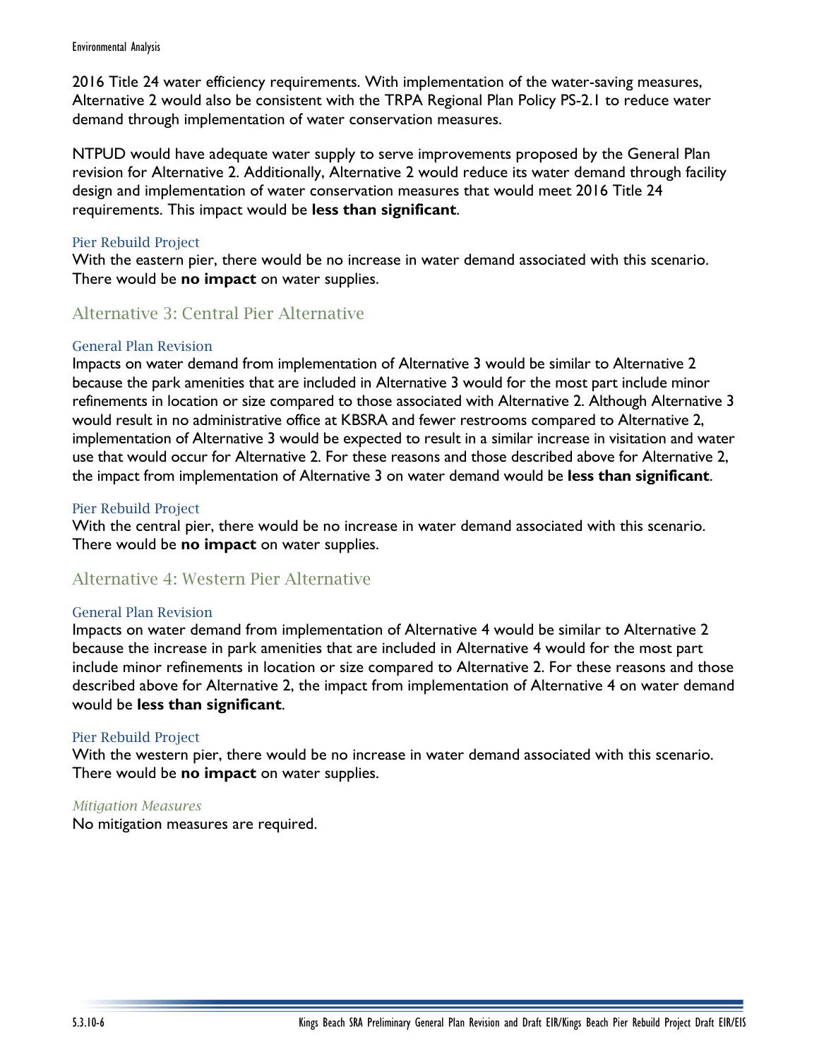2016 Title 24 water efficiency requirements. With implementation of the water-saving measures, Alternative 2 would also be consistent with the TRPA Regional Plan Policy PS-2.1 to reduce water demand through implementation of water conservation measures.

NTPUD would have adequate water supply to serve improvements proposed by the General Plan revision for Alternative 2. Additionally, Alternative 2 would reduce its water demand through facility design and implementation of water conservation measures that would meet 2016 Title 24 requirements. This impact would be **less than significant**.

#### Pier Rebuild Project

With the eastern pier, there would be no increase in water demand associated with this scenario. There would be **no impact** on water supplies.

### Alternative 3: Central Pier Alternative

#### General Plan Revision

Impacts on water demand from implementation of Alternative 3 would be similar to Alternative 2 because the park amenities that are included in Alternative 3 would for the most part include minor refinements in location or size compared to those associated with Alternative 2. Although Alternative 3 would result in no administrative office at KBSRA and fewer restrooms compared to Alternative 2, implementation of Alternative 3 would be expected to result in a similar increase in visitation and water use that would occur for Alternative 2. For these reasons and those described above for Alternative 2, the impact from implementation of Alternative 3 on water demand would be **less than significant**.

#### Pier Rebuild Project

With the central pier, there would be no increase in water demand associated with this scenario. There would be **no impact** on water supplies.

### Alternative 4: Western Pier Alternative

#### General Plan Revision

Impacts on water demand from implementation of Alternative 4 would be similar to Alternative 2 because the increase in park amenities that are included in Alternative 4 would for the most part include minor refinements in location or size compared to Alternative 2. For these reasons and those described above for Alternative 2, the impact from implementation of Alternative 4 on water demand would be **less than significant**.

#### Pier Rebuild Project

With the western pier, there would be no increase in water demand associated with this scenario. There would be **no impact** on water supplies.

#### *Mitigation Measures*

No mitigation measures are required.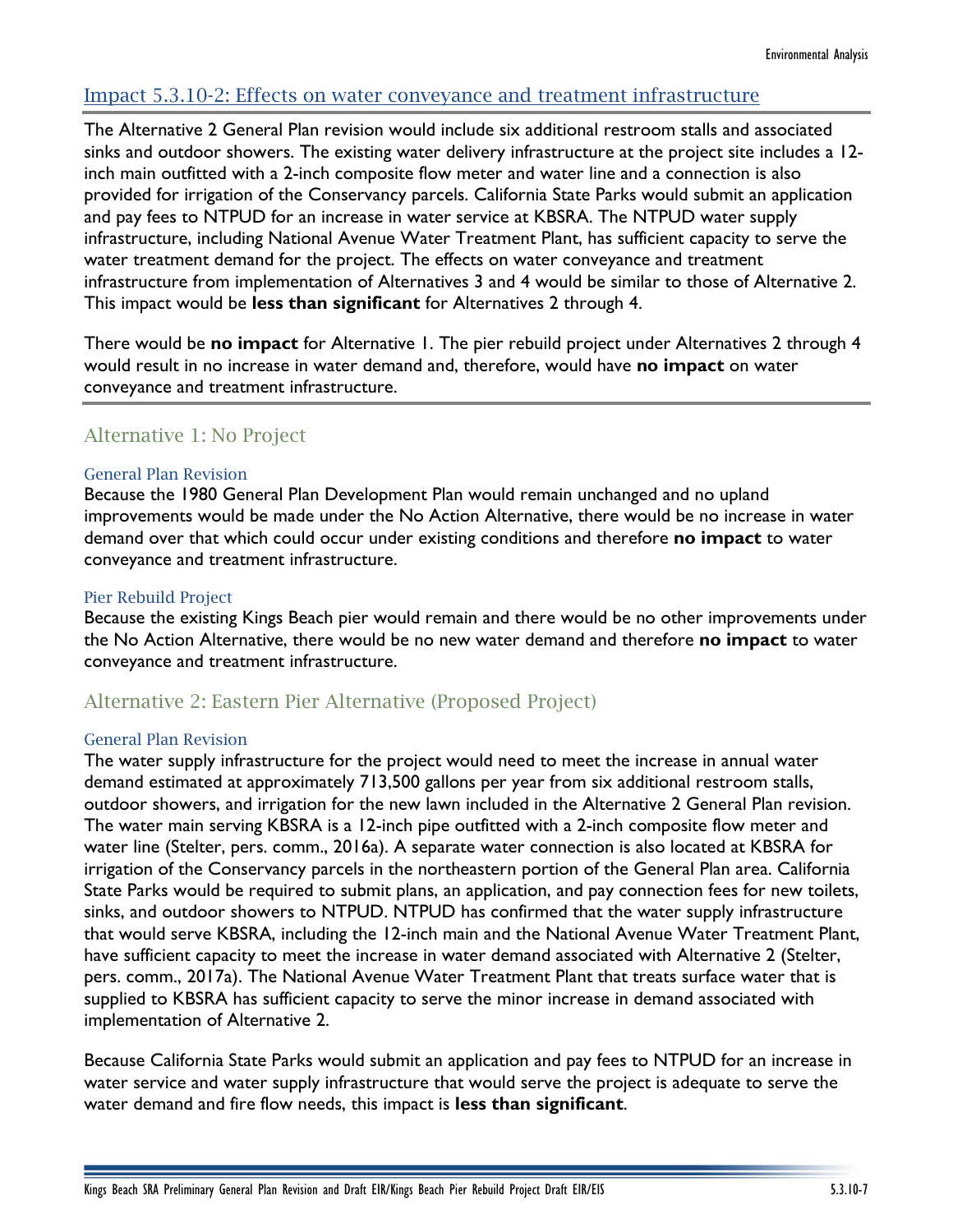## Impact 5.3.10-2: Effects on water conveyance and treatment infrastructure

The Alternative 2 General Plan revision would include six additional restroom stalls and associated sinks and outdoor showers. The existing water delivery infrastructure at the project site includes a 12-inch main outfitted with a 2-inch composite flow meter and water line and a connection is also provided for irrigation of the Conservancy parcels. California State Parks would submit an application and pay fees to NTPUD for an increase in water service at KBSRA. The NTPUD water supply infrastructure, including National Avenue Water Treatment Plant, has sufficient capacity to serve the water treatment demand for the project. The effects on water conveyance and treatment infrastructure from implementation of Alternatives 3 and 4 would be similar to those of Alternative 2. This impact would be **less than significant** for Alternatives 2 through 4.

There would be **no impact** for Alternative 1. The pier rebuild project under Alternatives 2 through 4 would result in no increase in water demand and, therefore, would have **no impact** on water conveyance and treatment infrastructure.

### Alternative 1: No Project

#### General Plan Revision

Because the 1980 General Plan Development Plan would remain unchanged and no upland improvements would be made under the No Action Alternative, there would be no increase in water demand over that which could occur under existing conditions and therefore **no impact** to water conveyance and treatment infrastructure.

#### Pier Rebuild Project

Because the existing Kings Beach pier would remain and there would be no other improvements under the No Action Alternative, there would be no new water demand and therefore **no impact** to water conveyance and treatment infrastructure.

### Alternative 2: Eastern Pier Alternative (Proposed Project)

#### General Plan Revision

The water supply infrastructure for the project would need to meet the increase in annual water demand estimated at approximately 713,500 gallons per year from six additional restroom stalls, outdoor showers, and irrigation for the new lawn included in the Alternative 2 General Plan revision. The water main serving KBSRA is a 12-inch pipe outfitted with a 2-inch composite flow meter and water line (Stelter, pers. comm., 2016a). A separate water connection is also located at KBSRA for irrigation of the Conservancy parcels in the northeastern portion of the General Plan area. California State Parks would be required to submit plans, an application, and pay connection fees for new toilets, sinks, and outdoor showers to NTPUD. NTPUD has confirmed that the water supply infrastructure that would serve KBSRA, including the 12-inch main and the National Avenue Water Treatment Plant, have sufficient capacity to meet the increase in water demand associated with Alternative 2 (Stelter, pers. comm., 2017a). The National Avenue Water Treatment Plant that treats surface water that is supplied to KBSRA has sufficient capacity to serve the minor increase in demand associated with implementation of Alternative 2.

Because California State Parks would submit an application and pay fees to NTPUD for an increase in water service and water supply infrastructure that would serve the project is adequate to serve the water demand and fire flow needs, this impact is **less than significant**.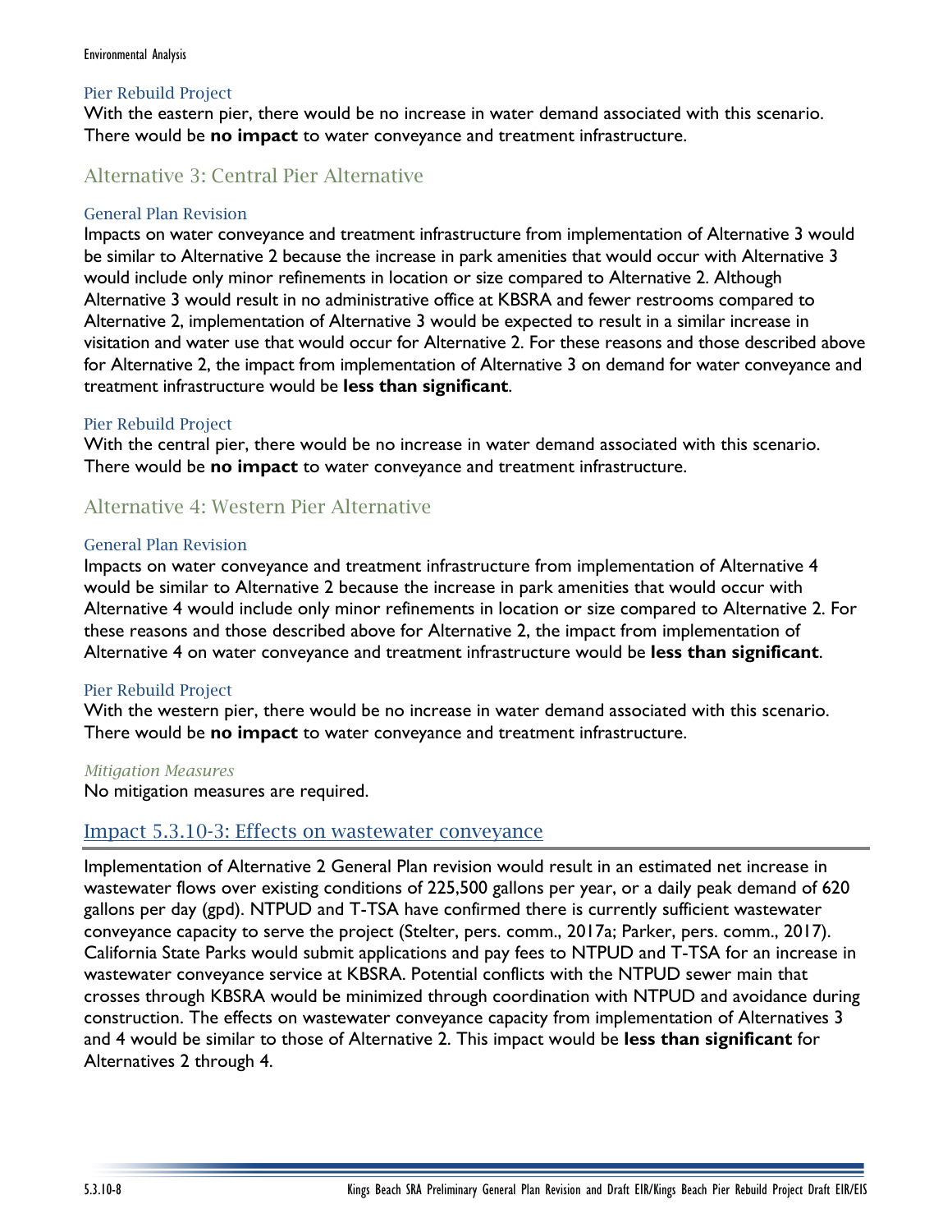#### Pier Rebuild Project

With the eastern pier, there would be no increase in water demand associated with this scenario. There would be **no impact** to water conveyance and treatment infrastructure.

### Alternative 3: Central Pier Alternative

#### General Plan Revision

Impacts on water conveyance and treatment infrastructure from implementation of Alternative 3 would be similar to Alternative 2 because the increase in park amenities that would occur with Alternative 3 would include only minor refinements in location or size compared to Alternative 2. Although Alternative 3 would result in no administrative office at KBSRA and fewer restrooms compared to Alternative 2, implementation of Alternative 3 would be expected to result in a similar increase in visitation and water use that would occur for Alternative 2. For these reasons and those described above for Alternative 2, the impact from implementation of Alternative 3 on demand for water conveyance and treatment infrastructure would be **less than significant**.

#### Pier Rebuild Project

With the central pier, there would be no increase in water demand associated with this scenario. There would be **no impact** to water conveyance and treatment infrastructure.

### Alternative 4: Western Pier Alternative

#### General Plan Revision

Impacts on water conveyance and treatment infrastructure from implementation of Alternative 4 would be similar to Alternative 2 because the increase in park amenities that would occur with Alternative 4 would include only minor refinements in location or size compared to Alternative 2. For these reasons and those described above for Alternative 2, the impact from implementation of Alternative 4 on water conveyance and treatment infrastructure would be **less than significant**.

#### Pier Rebuild Project

With the western pier, there would be no increase in water demand associated with this scenario. There would be **no impact** to water conveyance and treatment infrastructure.

*Mitigation Measures*

No mitigation measures are required.

## Impact 5.3.10-3: Effects on wastewater conveyance

Implementation of Alternative 2 General Plan revision would result in an estimated net increase in wastewater flows over existing conditions of 225,500 gallons per year, or a daily peak demand of 620 gallons per day (gpd). NTPUD and T-TSA have confirmed there is currently sufficient wastewater conveyance capacity to serve the project (Stelter, pers. comm., 2017a; Parker, pers. comm., 2017). California State Parks would submit applications and pay fees to NTPUD and T-TSA for an increase in wastewater conveyance service at KBSRA. Potential conflicts with the NTPUD sewer main that crosses through KBSRA would be minimized through coordination with NTPUD and avoidance during construction. The effects on wastewater conveyance capacity from implementation of Alternatives 3 and 4 would be similar to those of Alternative 2. This impact would be **less than significant** for Alternatives 2 through 4.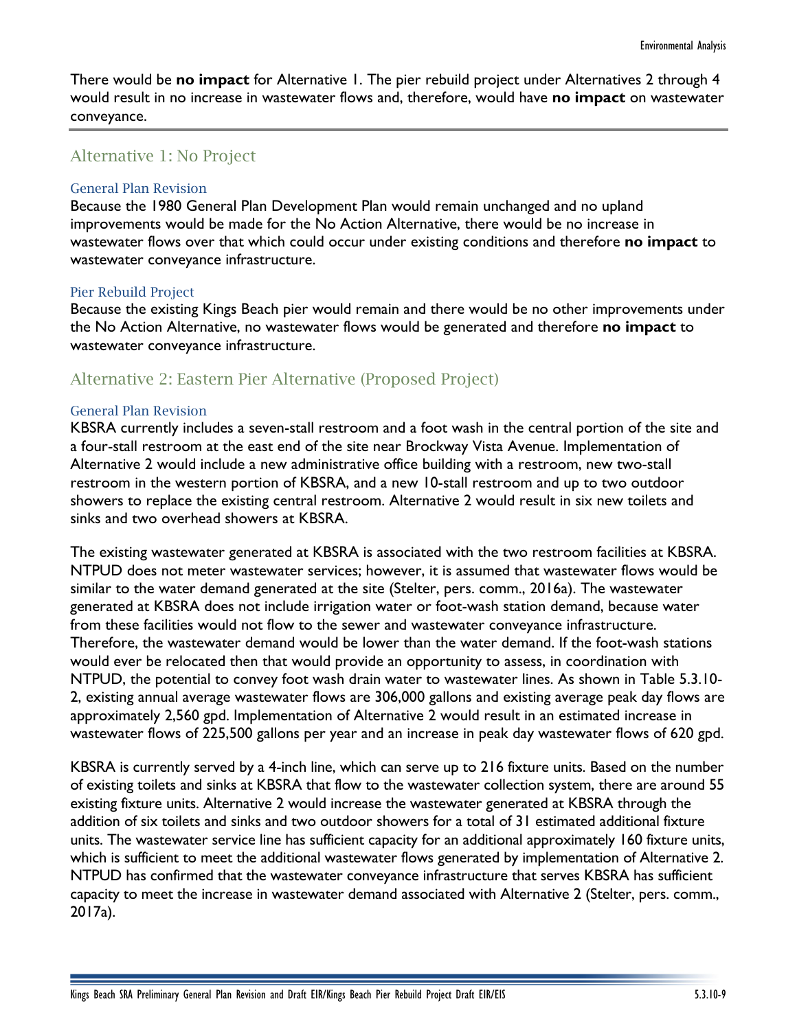There would be **no impact** for Alternative 1. The pier rebuild project under Alternatives 2 through 4 would result in no increase in wastewater flows and, therefore, would have **no impact** on wastewater conveyance.

## Alternative 1: No Project

### General Plan Revision

Because the 1980 General Plan Development Plan would remain unchanged and no upland improvements would be made for the No Action Alternative, there would be no increase in wastewater flows over that which could occur under existing conditions and therefore **no impact** to wastewater conveyance infrastructure.

### Pier Rebuild Project

Because the existing Kings Beach pier would remain and there would be no other improvements under the No Action Alternative, no wastewater flows would be generated and therefore **no impact** to wastewater conveyance infrastructure.

## Alternative 2: Eastern Pier Alternative (Proposed Project)

### General Plan Revision

KBSRA currently includes a seven-stall restroom and a foot wash in the central portion of the site and a four-stall restroom at the east end of the site near Brockway Vista Avenue. Implementation of Alternative 2 would include a new administrative office building with a restroom, new two-stall restroom in the western portion of KBSRA, and a new 10-stall restroom and up to two outdoor showers to replace the existing central restroom. Alternative 2 would result in six new toilets and sinks and two overhead showers at KBSRA.

The existing wastewater generated at KBSRA is associated with the two restroom facilities at KBSRA. NTPUD does not meter wastewater services; however, it is assumed that wastewater flows would be similar to the water demand generated at the site (Stelter, pers. comm., 2016a). The wastewater generated at KBSRA does not include irrigation water or foot-wash station demand, because water from these facilities would not flow to the sewer and wastewater conveyance infrastructure. Therefore, the wastewater demand would be lower than the water demand. If the foot-wash stations would ever be relocated then that would provide an opportunity to assess, in coordination with NTPUD, the potential to convey foot wash drain water to wastewater lines. As shown in Table 5.3.10-2, existing annual average wastewater flows are 306,000 gallons and existing average peak day flows are approximately 2,560 gpd. Implementation of Alternative 2 would result in an estimated increase in wastewater flows of 225,500 gallons per year and an increase in peak day wastewater flows of 620 gpd.

KBSRA is currently served by a 4-inch line, which can serve up to 216 fixture units. Based on the number of existing toilets and sinks at KBSRA that flow to the wastewater collection system, there are around 55 existing fixture units. Alternative 2 would increase the wastewater generated at KBSRA through the addition of six toilets and sinks and two outdoor showers for a total of 31 estimated additional fixture units. The wastewater service line has sufficient capacity for an additional approximately 160 fixture units, which is sufficient to meet the additional wastewater flows generated by implementation of Alternative 2. NTPUD has confirmed that the wastewater conveyance infrastructure that serves KBSRA has sufficient capacity to meet the increase in wastewater demand associated with Alternative 2 (Stelter, pers. comm., 2017a).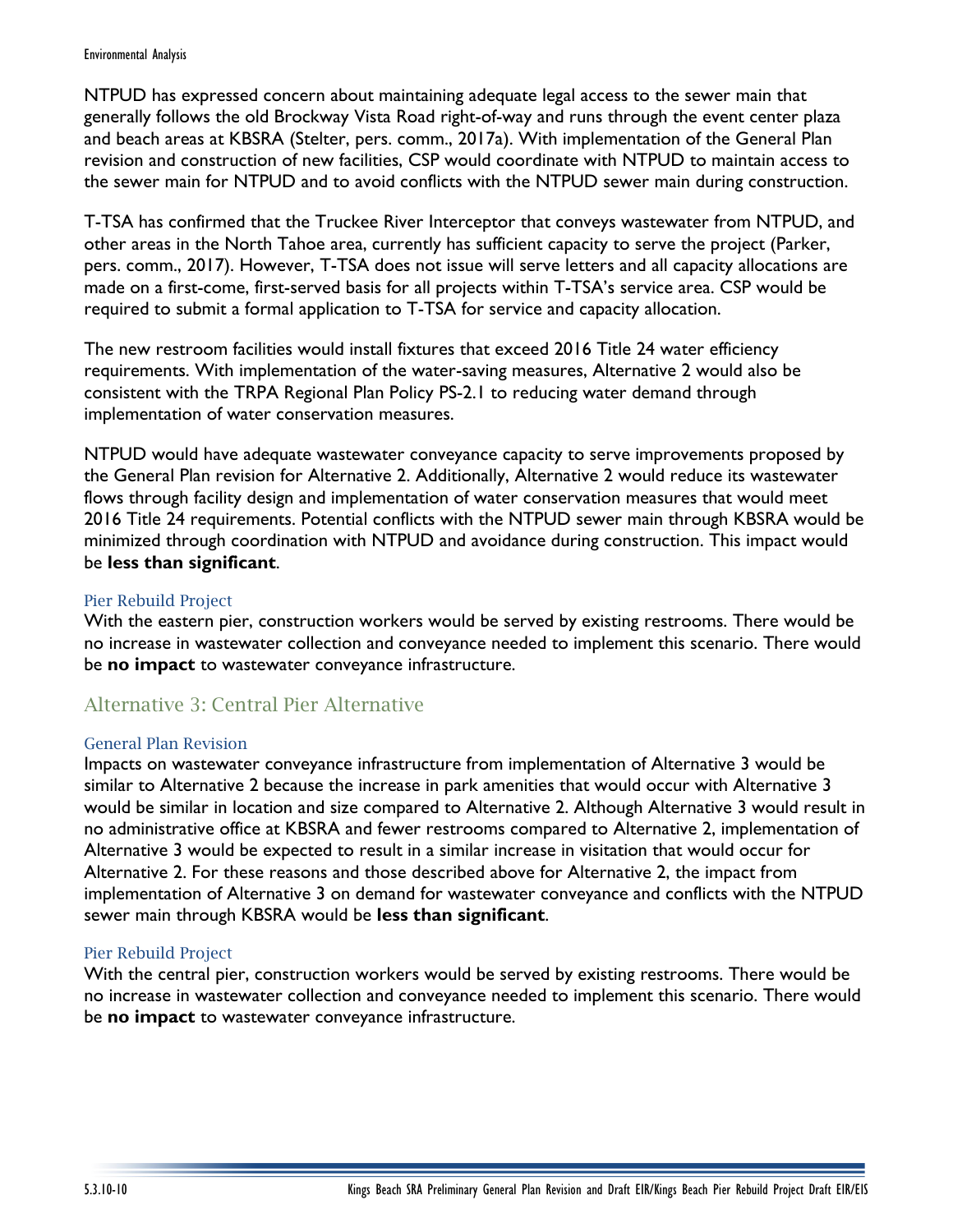NTPUD has expressed concern about maintaining adequate legal access to the sewer main that generally follows the old Brockway Vista Road right-of-way and runs through the event center plaza and beach areas at KBSRA (Stelter, pers. comm., 2017a). With implementation of the General Plan revision and construction of new facilities, CSP would coordinate with NTPUD to maintain access to the sewer main for NTPUD and to avoid conflicts with the NTPUD sewer main during construction.

T-TSA has confirmed that the Truckee River Interceptor that conveys wastewater from NTPUD, and other areas in the North Tahoe area, currently has sufficient capacity to serve the project (Parker, pers. comm., 2017). However, T-TSA does not issue will serve letters and all capacity allocations are made on a first-come, first-served basis for all projects within T-TSA's service area. CSP would be required to submit a formal application to T-TSA for service and capacity allocation.

The new restroom facilities would install fixtures that exceed 2016 Title 24 water efficiency requirements. With implementation of the water-saving measures, Alternative 2 would also be consistent with the TRPA Regional Plan Policy PS-2.1 to reducing water demand through implementation of water conservation measures.

NTPUD would have adequate wastewater conveyance capacity to serve improvements proposed by the General Plan revision for Alternative 2. Additionally, Alternative 2 would reduce its wastewater flows through facility design and implementation of water conservation measures that would meet 2016 Title 24 requirements. Potential conflicts with the NTPUD sewer main through KBSRA would be minimized through coordination with NTPUD and avoidance during construction. This impact would be **less than significant**.

#### Pier Rebuild Project

With the eastern pier, construction workers would be served by existing restrooms. There would be no increase in wastewater collection and conveyance needed to implement this scenario. There would be **no impact** to wastewater conveyance infrastructure.

### Alternative 3: Central Pier Alternative

#### General Plan Revision

Impacts on wastewater conveyance infrastructure from implementation of Alternative 3 would be similar to Alternative 2 because the increase in park amenities that would occur with Alternative 3 would be similar in location and size compared to Alternative 2. Although Alternative 3 would result in no administrative office at KBSRA and fewer restrooms compared to Alternative 2, implementation of Alternative 3 would be expected to result in a similar increase in visitation that would occur for Alternative 2. For these reasons and those described above for Alternative 2, the impact from implementation of Alternative 3 on demand for wastewater conveyance and conflicts with the NTPUD sewer main through KBSRA would be **less than significant**.

#### Pier Rebuild Project

With the central pier, construction workers would be served by existing restrooms. There would be no increase in wastewater collection and conveyance needed to implement this scenario. There would be **no impact** to wastewater conveyance infrastructure.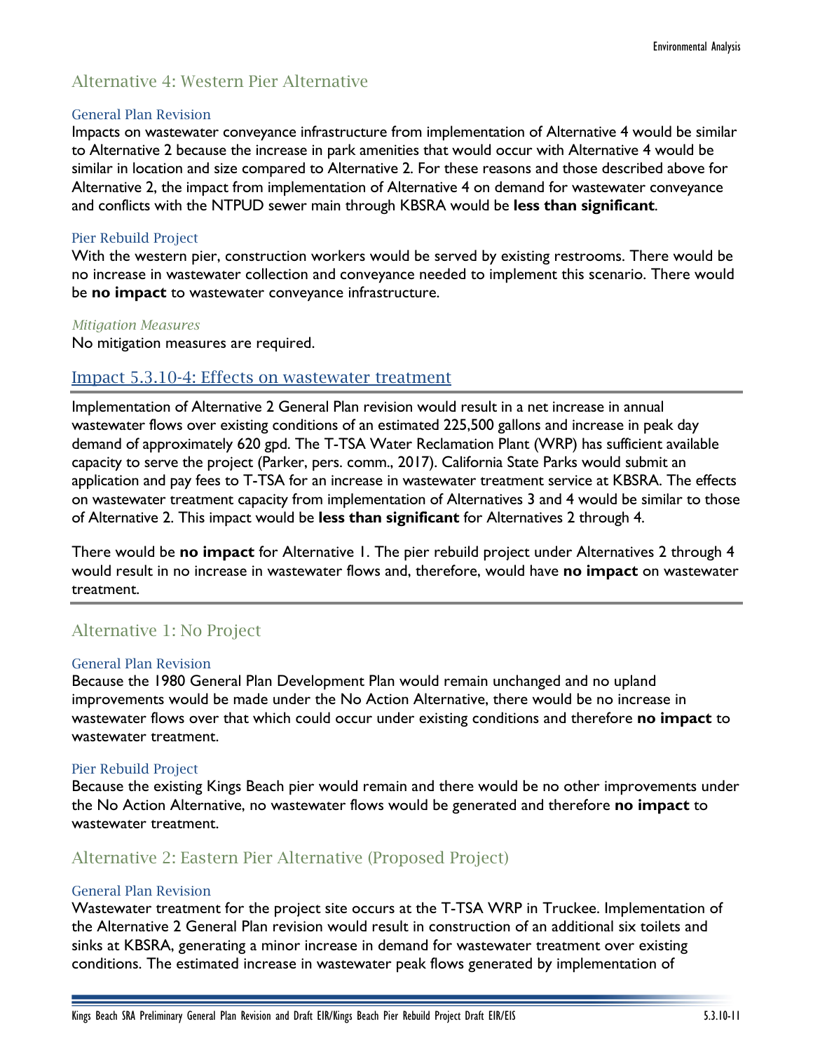## Alternative 4: Western Pier Alternative

### General Plan Revision

Impacts on wastewater conveyance infrastructure from implementation of Alternative 4 would be similar to Alternative 2 because the increase in park amenities that would occur with Alternative 4 would be similar in location and size compared to Alternative 2. For these reasons and those described above for Alternative 2, the impact from implementation of Alternative 4 on demand for wastewater conveyance and conflicts with the NTPUD sewer main through KBSRA would be **less than significant**.

### Pier Rebuild Project

With the western pier, construction workers would be served by existing restrooms. There would be no increase in wastewater collection and conveyance needed to implement this scenario. There would be **no impact** to wastewater conveyance infrastructure.

#### *Mitigation Measures*

No mitigation measures are required.

## Impact 5.3.10-4: Effects on wastewater treatment

Implementation of Alternative 2 General Plan revision would result in a net increase in annual wastewater flows over existing conditions of an estimated 225,500 gallons and increase in peak day demand of approximately 620 gpd. The T-TSA Water Reclamation Plant (WRP) has sufficient available capacity to serve the project (Parker, pers. comm., 2017). California State Parks would submit an application and pay fees to T-TSA for an increase in wastewater treatment service at KBSRA. The effects on wastewater treatment capacity from implementation of Alternatives 3 and 4 would be similar to those of Alternative 2. This impact would be **less than significant** for Alternatives 2 through 4.

There would be **no impact** for Alternative 1. The pier rebuild project under Alternatives 2 through 4 would result in no increase in wastewater flows and, therefore, would have **no impact** on wastewater treatment.

## Alternative 1: No Project

### General Plan Revision

Because the 1980 General Plan Development Plan would remain unchanged and no upland improvements would be made under the No Action Alternative, there would be no increase in wastewater flows over that which could occur under existing conditions and therefore **no impact** to wastewater treatment.

### Pier Rebuild Project

Because the existing Kings Beach pier would remain and there would be no other improvements under the No Action Alternative, no wastewater flows would be generated and therefore **no impact** to wastewater treatment.

## Alternative 2: Eastern Pier Alternative (Proposed Project)

### General Plan Revision

Wastewater treatment for the project site occurs at the T-TSA WRP in Truckee. Implementation of the Alternative 2 General Plan revision would result in construction of an additional six toilets and sinks at KBSRA, generating a minor increase in demand for wastewater treatment over existing conditions. The estimated increase in wastewater peak flows generated by implementation of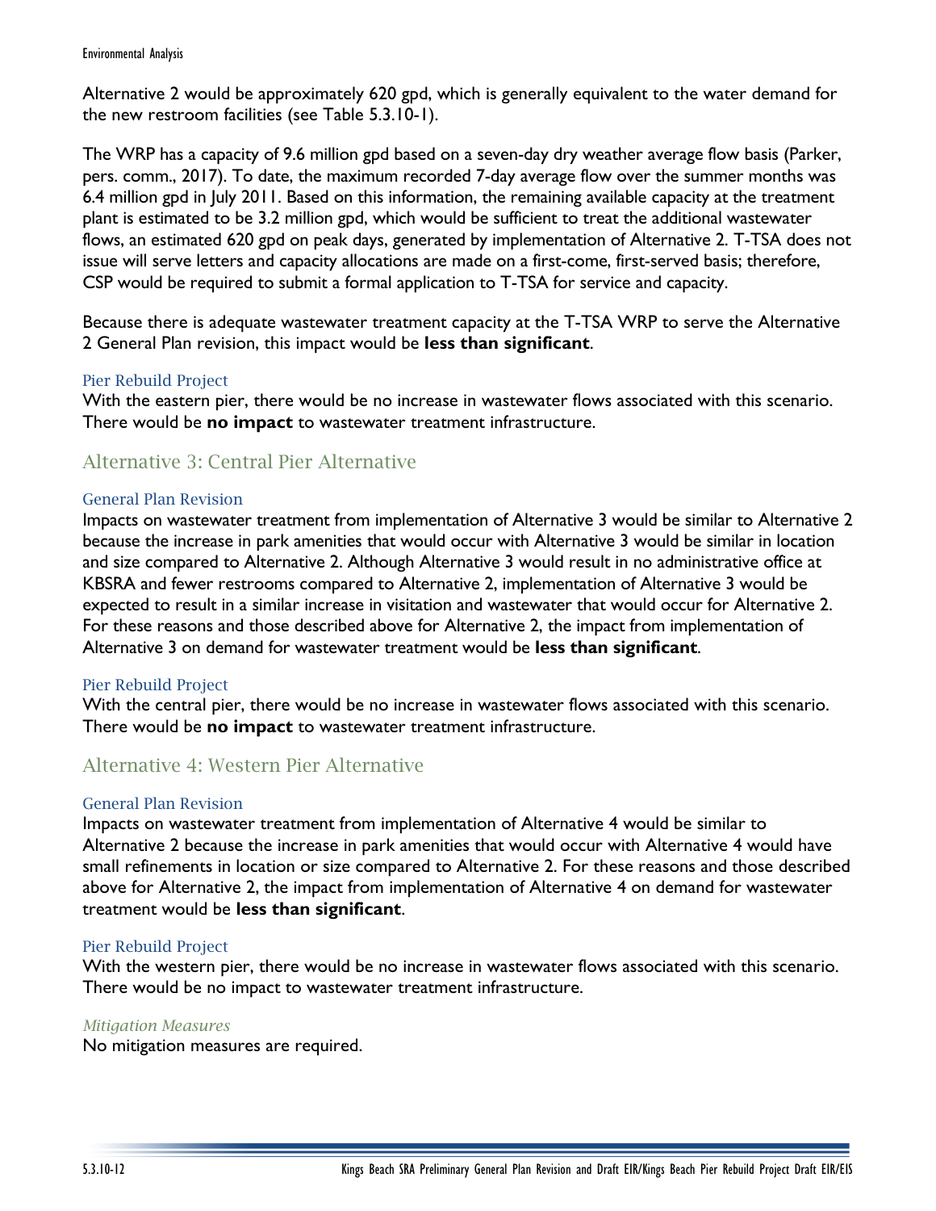Alternative 2 would be approximately 620 gpd, which is generally equivalent to the water demand for the new restroom facilities (see Table 5.3.10-1).

The WRP has a capacity of 9.6 million gpd based on a seven-day dry weather average flow basis (Parker, pers. comm., 2017). To date, the maximum recorded 7-day average flow over the summer months was 6.4 million gpd in July 2011. Based on this information, the remaining available capacity at the treatment plant is estimated to be 3.2 million gpd, which would be sufficient to treat the additional wastewater flows, an estimated 620 gpd on peak days, generated by implementation of Alternative 2. T-TSA does not issue will serve letters and capacity allocations are made on a first-come, first-served basis; therefore, CSP would be required to submit a formal application to T-TSA for service and capacity.

Because there is adequate wastewater treatment capacity at the T-TSA WRP to serve the Alternative 2 General Plan revision, this impact would be **less than significant**.

#### Pier Rebuild Project

With the eastern pier, there would be no increase in wastewater flows associated with this scenario. There would be **no impact** to wastewater treatment infrastructure.

### Alternative 3: Central Pier Alternative

#### General Plan Revision

Impacts on wastewater treatment from implementation of Alternative 3 would be similar to Alternative 2 because the increase in park amenities that would occur with Alternative 3 would be similar in location and size compared to Alternative 2. Although Alternative 3 would result in no administrative office at KBSRA and fewer restrooms compared to Alternative 2, implementation of Alternative 3 would be expected to result in a similar increase in visitation and wastewater that would occur for Alternative 2. For these reasons and those described above for Alternative 2, the impact from implementation of Alternative 3 on demand for wastewater treatment would be **less than significant**.

#### Pier Rebuild Project

With the central pier, there would be no increase in wastewater flows associated with this scenario. There would be **no impact** to wastewater treatment infrastructure.

### Alternative 4: Western Pier Alternative

#### General Plan Revision

Impacts on wastewater treatment from implementation of Alternative 4 would be similar to Alternative 2 because the increase in park amenities that would occur with Alternative 4 would have small refinements in location or size compared to Alternative 2. For these reasons and those described above for Alternative 2, the impact from implementation of Alternative 4 on demand for wastewater treatment would be **less than significant**.

#### Pier Rebuild Project

With the western pier, there would be no increase in wastewater flows associated with this scenario. There would be no impact to wastewater treatment infrastructure.

#### *Mitigation Measures*

No mitigation measures are required.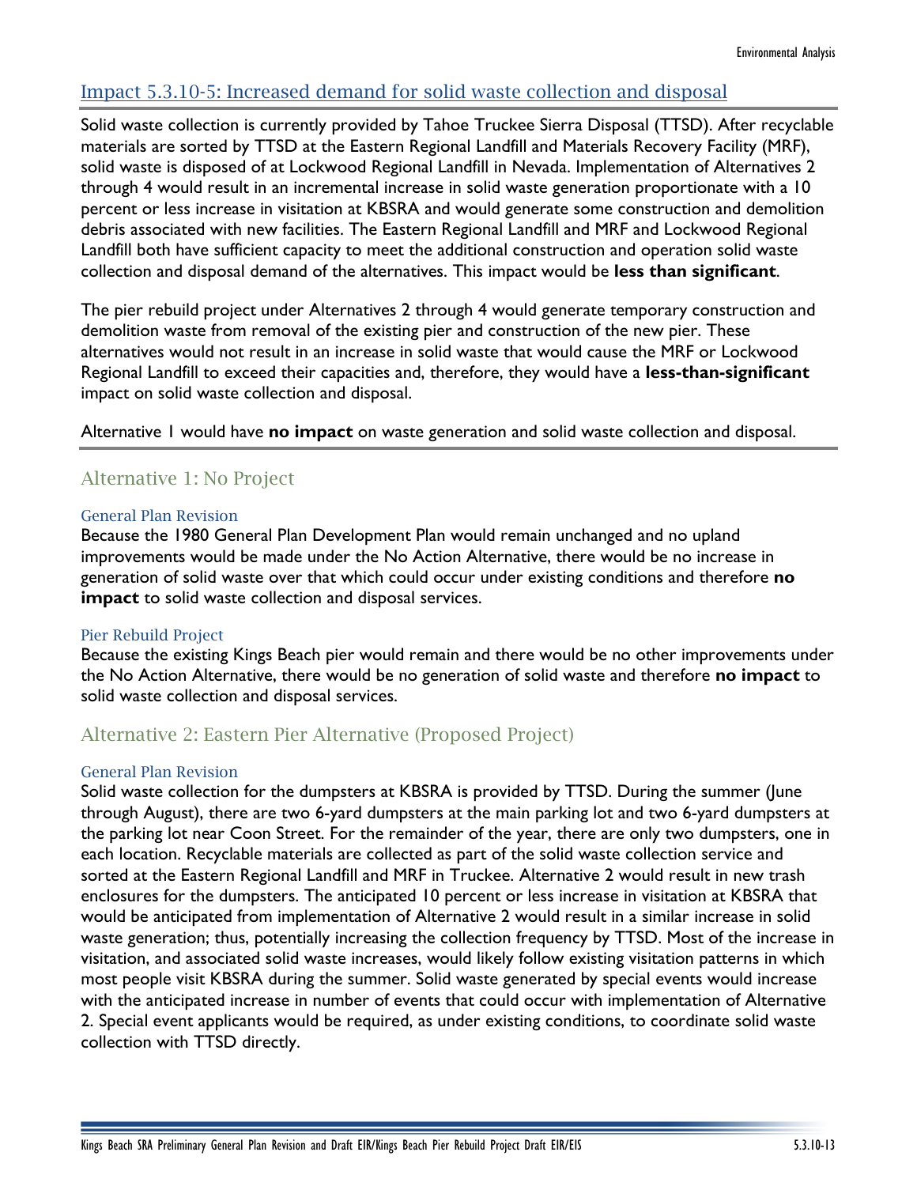### Impact 5.3.10-5: Increased demand for solid waste collection and disposal

Solid waste collection is currently provided by Tahoe Truckee Sierra Disposal (TTSD). After recyclable materials are sorted by TTSD at the Eastern Regional Landfill and Materials Recovery Facility (MRF), solid waste is disposed of at Lockwood Regional Landfill in Nevada. Implementation of Alternatives 2 through 4 would result in an incremental increase in solid waste generation proportionate with a 10 percent or less increase in visitation at KBSRA and would generate some construction and demolition debris associated with new facilities. The Eastern Regional Landfill and MRF and Lockwood Regional Landfill both have sufficient capacity to meet the additional construction and operation solid waste collection and disposal demand of the alternatives. This impact would be **less than significant**.

The pier rebuild project under Alternatives 2 through 4 would generate temporary construction and demolition waste from removal of the existing pier and construction of the new pier. These alternatives would not result in an increase in solid waste that would cause the MRF or Lockwood Regional Landfill to exceed their capacities and, therefore, they would have a **less-than-significant** impact on solid waste collection and disposal.

Alternative 1 would have **no impact** on waste generation and solid waste collection and disposal.

## Alternative 1: No Project

### General Plan Revision

Because the 1980 General Plan Development Plan would remain unchanged and no upland improvements would be made under the No Action Alternative, there would be no increase in generation of solid waste over that which could occur under existing conditions and therefore **no impact** to solid waste collection and disposal services.

### Pier Rebuild Project

Because the existing Kings Beach pier would remain and there would be no other improvements under the No Action Alternative, there would be no generation of solid waste and therefore **no impact** to solid waste collection and disposal services.

## Alternative 2: Eastern Pier Alternative (Proposed Project)

### General Plan Revision

Solid waste collection for the dumpsters at KBSRA is provided by TTSD. During the summer (June through August), there are two 6-yard dumpsters at the main parking lot and two 6-yard dumpsters at the parking lot near Coon Street. For the remainder of the year, there are only two dumpsters, one in each location. Recyclable materials are collected as part of the solid waste collection service and sorted at the Eastern Regional Landfill and MRF in Truckee. Alternative 2 would result in new trash enclosures for the dumpsters. The anticipated 10 percent or less increase in visitation at KBSRA that would be anticipated from implementation of Alternative 2 would result in a similar increase in solid waste generation; thus, potentially increasing the collection frequency by TTSD. Most of the increase in visitation, and associated solid waste increases, would likely follow existing visitation patterns in which most people visit KBSRA during the summer. Solid waste generated by special events would increase with the anticipated increase in number of events that could occur with implementation of Alternative 2. Special event applicants would be required, as under existing conditions, to coordinate solid waste collection with TTSD directly.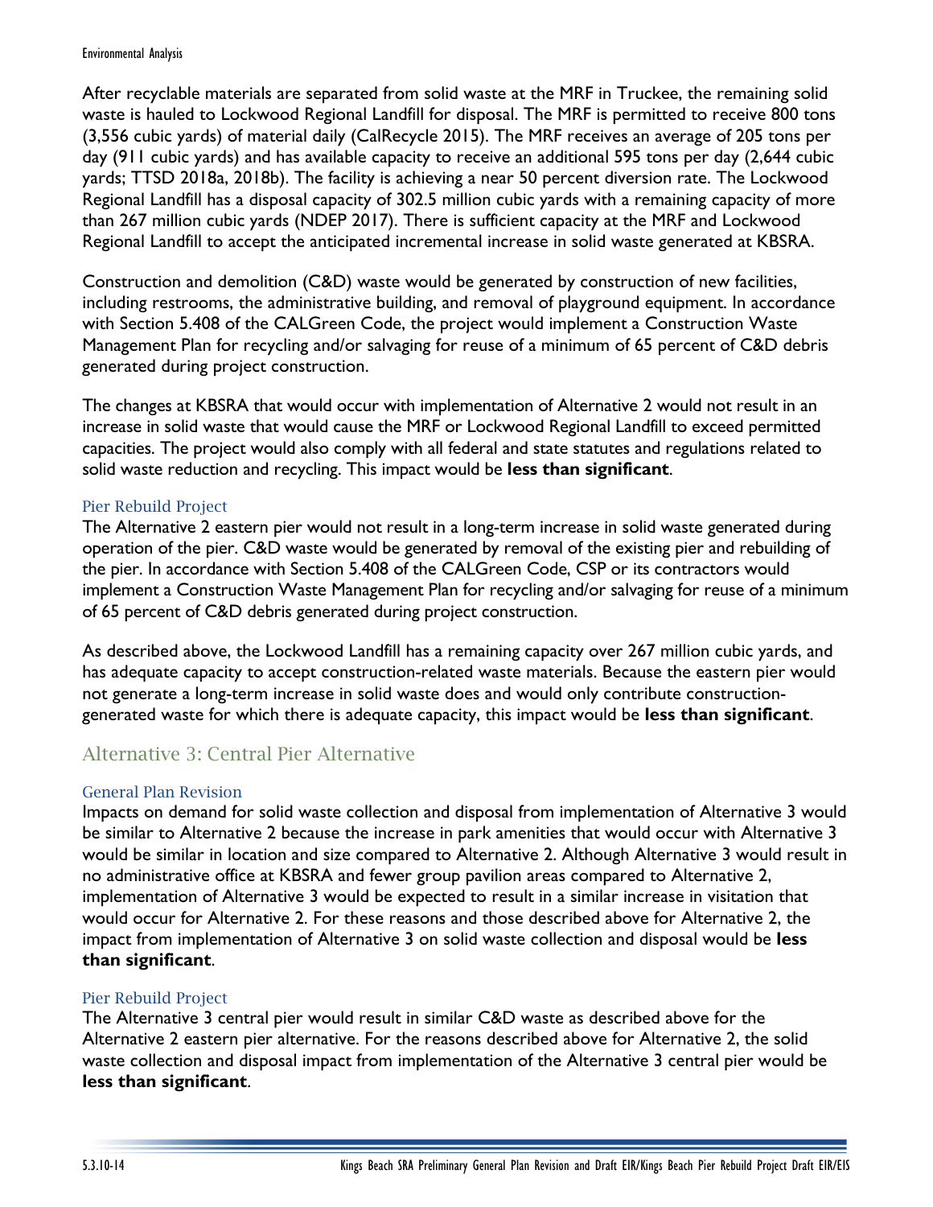After recyclable materials are separated from solid waste at the MRF in Truckee, the remaining solid waste is hauled to Lockwood Regional Landfill for disposal. The MRF is permitted to receive 800 tons (3,556 cubic yards) of material daily (CalRecycle 2015). The MRF receives an average of 205 tons per day (911 cubic yards) and has available capacity to receive an additional 595 tons per day (2,644 cubic yards; TTSD 2018a, 2018b). The facility is achieving a near 50 percent diversion rate. The Lockwood Regional Landfill has a disposal capacity of 302.5 million cubic yards with a remaining capacity of more than 267 million cubic yards (NDEP 2017). There is sufficient capacity at the MRF and Lockwood Regional Landfill to accept the anticipated incremental increase in solid waste generated at KBSRA.

Construction and demolition (C&D) waste would be generated by construction of new facilities, including restrooms, the administrative building, and removal of playground equipment. In accordance with Section 5.408 of the CALGreen Code, the project would implement a Construction Waste Management Plan for recycling and/or salvaging for reuse of a minimum of 65 percent of C&D debris generated during project construction.

The changes at KBSRA that would occur with implementation of Alternative 2 would not result in an increase in solid waste that would cause the MRF or Lockwood Regional Landfill to exceed permitted capacities. The project would also comply with all federal and state statutes and regulations related to solid waste reduction and recycling. This impact would be **less than significant**.

#### Pier Rebuild Project

The Alternative 2 eastern pier would not result in a long-term increase in solid waste generated during operation of the pier. C&D waste would be generated by removal of the existing pier and rebuilding of the pier. In accordance with Section 5.408 of the CALGreen Code, CSP or its contractors would implement a Construction Waste Management Plan for recycling and/or salvaging for reuse of a minimum of 65 percent of C&D debris generated during project construction.

As described above, the Lockwood Landfill has a remaining capacity over 267 million cubic yards, and has adequate capacity to accept construction-related waste materials. Because the eastern pier would not generate a long-term increase in solid waste does and would only contribute construction-generated waste for which there is adequate capacity, this impact would be **less than significant**.

### Alternative 3: Central Pier Alternative

#### General Plan Revision

Impacts on demand for solid waste collection and disposal from implementation of Alternative 3 would be similar to Alternative 2 because the increase in park amenities that would occur with Alternative 3 would be similar in location and size compared to Alternative 2. Although Alternative 3 would result in no administrative office at KBSRA and fewer group pavilion areas compared to Alternative 2, implementation of Alternative 3 would be expected to result in a similar increase in visitation that would occur for Alternative 2. For these reasons and those described above for Alternative 2, the impact from implementation of Alternative 3 on solid waste collection and disposal would be **less than significant**.

#### Pier Rebuild Project

The Alternative 3 central pier would result in similar C&D waste as described above for the Alternative 2 eastern pier alternative. For the reasons described above for Alternative 2, the solid waste collection and disposal impact from implementation of the Alternative 3 central pier would be **less than significant**.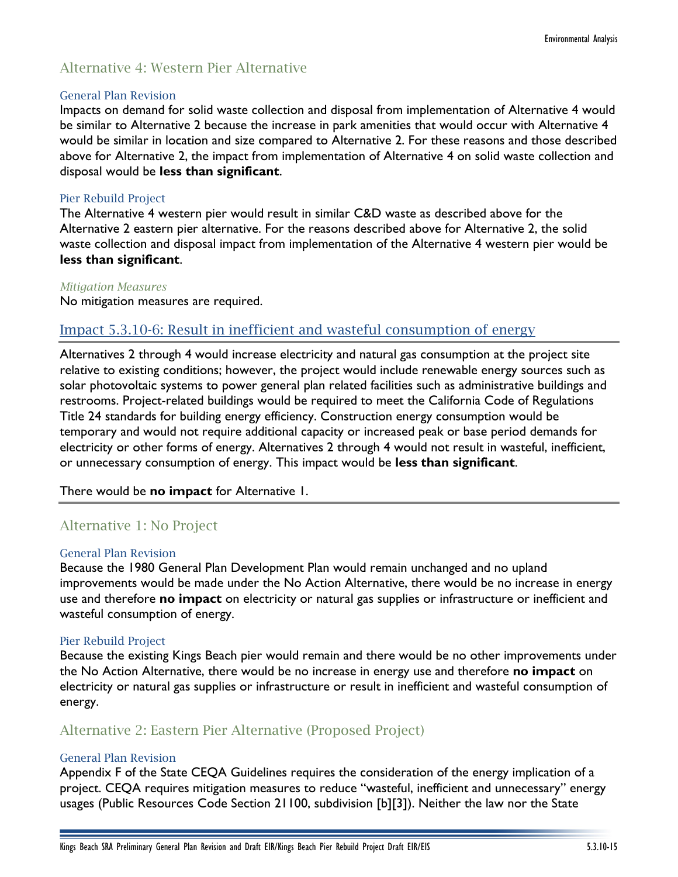## Alternative 4: Western Pier Alternative

### General Plan Revision

Impacts on demand for solid waste collection and disposal from implementation of Alternative 4 would be similar to Alternative 2 because the increase in park amenities that would occur with Alternative 4 would be similar in location and size compared to Alternative 2. For these reasons and those described above for Alternative 2, the impact from implementation of Alternative 4 on solid waste collection and disposal would be **less than significant**.

### Pier Rebuild Project

The Alternative 4 western pier would result in similar C&D waste as described above for the Alternative 2 eastern pier alternative. For the reasons described above for Alternative 2, the solid waste collection and disposal impact from implementation of the Alternative 4 western pier would be **less than significant**.

*Mitigation Measures*

No mitigation measures are required.

## Impact 5.3.10-6: Result in inefficient and wasteful consumption of energy

Alternatives 2 through 4 would increase electricity and natural gas consumption at the project site relative to existing conditions; however, the project would include renewable energy sources such as solar photovoltaic systems to power general plan related facilities such as administrative buildings and restrooms. Project-related buildings would be required to meet the California Code of Regulations Title 24 standards for building energy efficiency. Construction energy consumption would be temporary and would not require additional capacity or increased peak or base period demands for electricity or other forms of energy. Alternatives 2 through 4 would not result in wasteful, inefficient, or unnecessary consumption of energy. This impact would be **less than significant**.

There would be **no impact** for Alternative 1.

## Alternative 1: No Project

### General Plan Revision

Because the 1980 General Plan Development Plan would remain unchanged and no upland improvements would be made under the No Action Alternative, there would be no increase in energy use and therefore **no impact** on electricity or natural gas supplies or infrastructure or inefficient and wasteful consumption of energy.

### Pier Rebuild Project

Because the existing Kings Beach pier would remain and there would be no other improvements under the No Action Alternative, there would be no increase in energy use and therefore **no impact** on electricity or natural gas supplies or infrastructure or result in inefficient and wasteful consumption of energy.

## Alternative 2: Eastern Pier Alternative (Proposed Project)

### General Plan Revision

Appendix F of the State CEQA Guidelines requires the consideration of the energy implication of a project. CEQA requires mitigation measures to reduce "wasteful, inefficient and unnecessary" energy usages (Public Resources Code Section 21100, subdivision [b][3]). Neither the law nor the State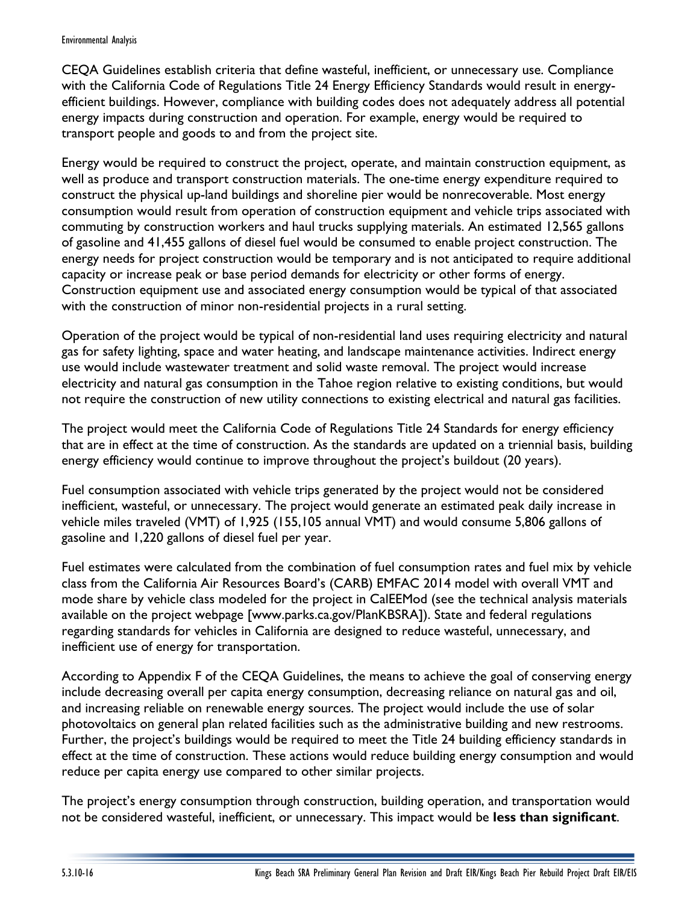CEQA Guidelines establish criteria that define wasteful, inefficient, or unnecessary use. Compliance with the California Code of Regulations Title 24 Energy Efficiency Standards would result in energy-efficient buildings. However, compliance with building codes does not adequately address all potential energy impacts during construction and operation. For example, energy would be required to transport people and goods to and from the project site.

Energy would be required to construct the project, operate, and maintain construction equipment, as well as produce and transport construction materials. The one-time energy expenditure required to construct the physical up-land buildings and shoreline pier would be nonrecoverable. Most energy consumption would result from operation of construction equipment and vehicle trips associated with commuting by construction workers and haul trucks supplying materials. An estimated 12,565 gallons of gasoline and 41,455 gallons of diesel fuel would be consumed to enable project construction. The energy needs for project construction would be temporary and is not anticipated to require additional capacity or increase peak or base period demands for electricity or other forms of energy. Construction equipment use and associated energy consumption would be typical of that associated with the construction of minor non-residential projects in a rural setting.

Operation of the project would be typical of non-residential land uses requiring electricity and natural gas for safety lighting, space and water heating, and landscape maintenance activities. Indirect energy use would include wastewater treatment and solid waste removal. The project would increase electricity and natural gas consumption in the Tahoe region relative to existing conditions, but would not require the construction of new utility connections to existing electrical and natural gas facilities.

The project would meet the California Code of Regulations Title 24 Standards for energy efficiency that are in effect at the time of construction. As the standards are updated on a triennial basis, building energy efficiency would continue to improve throughout the project's buildout (20 years).

Fuel consumption associated with vehicle trips generated by the project would not be considered inefficient, wasteful, or unnecessary. The project would generate an estimated peak daily increase in vehicle miles traveled (VMT) of 1,925 (155,105 annual VMT) and would consume 5,806 gallons of gasoline and 1,220 gallons of diesel fuel per year.

Fuel estimates were calculated from the combination of fuel consumption rates and fuel mix by vehicle class from the California Air Resources Board's (CARB) EMFAC 2014 model with overall VMT and mode share by vehicle class modeled for the project in CalEEMod (see the technical analysis materials available on the project webpage [www.parks.ca.gov/PlanKBSRA]). State and federal regulations regarding standards for vehicles in California are designed to reduce wasteful, unnecessary, and inefficient use of energy for transportation.

According to Appendix F of the CEQA Guidelines, the means to achieve the goal of conserving energy include decreasing overall per capita energy consumption, decreasing reliance on natural gas and oil, and increasing reliable on renewable energy sources. The project would include the use of solar photovoltaics on general plan related facilities such as the administrative building and new restrooms. Further, the project's buildings would be required to meet the Title 24 building efficiency standards in effect at the time of construction. These actions would reduce building energy consumption and would reduce per capita energy use compared to other similar projects.

The project's energy consumption through construction, building operation, and transportation would not be considered wasteful, inefficient, or unnecessary. This impact would be **less than significant**.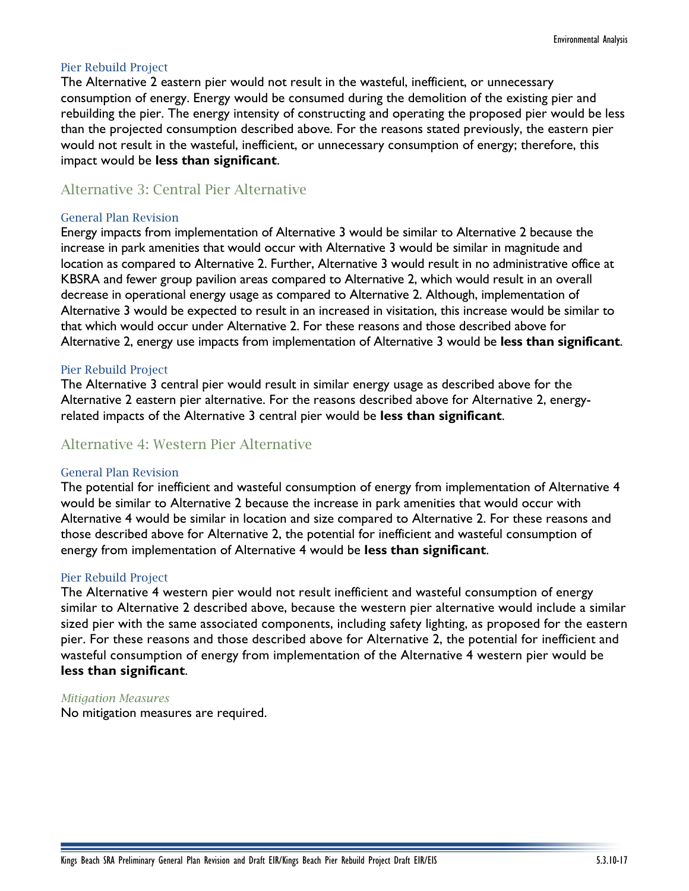#### Pier Rebuild Project

The Alternative 2 eastern pier would not result in the wasteful, inefficient, or unnecessary consumption of energy. Energy would be consumed during the demolition of the existing pier and rebuilding the pier. The energy intensity of constructing and operating the proposed pier would be less than the projected consumption described above. For the reasons stated previously, the eastern pier would not result in the wasteful, inefficient, or unnecessary consumption of energy; therefore, this impact would be **less than significant**.

### Alternative 3: Central Pier Alternative

#### General Plan Revision

Energy impacts from implementation of Alternative 3 would be similar to Alternative 2 because the increase in park amenities that would occur with Alternative 3 would be similar in magnitude and location as compared to Alternative 2. Further, Alternative 3 would result in no administrative office at KBSRA and fewer group pavilion areas compared to Alternative 2, which would result in an overall decrease in operational energy usage as compared to Alternative 2. Although, implementation of Alternative 3 would be expected to result in an increased in visitation, this increase would be similar to that which would occur under Alternative 2. For these reasons and those described above for Alternative 2, energy use impacts from implementation of Alternative 3 would be **less than significant**.

#### Pier Rebuild Project

The Alternative 3 central pier would result in similar energy usage as described above for the Alternative 2 eastern pier alternative. For the reasons described above for Alternative 2, energy-related impacts of the Alternative 3 central pier would be **less than significant**.

### Alternative 4: Western Pier Alternative

#### General Plan Revision

The potential for inefficient and wasteful consumption of energy from implementation of Alternative 4 would be similar to Alternative 2 because the increase in park amenities that would occur with Alternative 4 would be similar in location and size compared to Alternative 2. For these reasons and those described above for Alternative 2, the potential for inefficient and wasteful consumption of energy from implementation of Alternative 4 would be **less than significant**.

#### Pier Rebuild Project

The Alternative 4 western pier would not result inefficient and wasteful consumption of energy similar to Alternative 2 described above, because the western pier alternative would include a similar sized pier with the same associated components, including safety lighting, as proposed for the eastern pier. For these reasons and those described above for Alternative 2, the potential for inefficient and wasteful consumption of energy from implementation of the Alternative 4 western pier would be **less than significant**.

*Mitigation Measures*

No mitigation measures are required.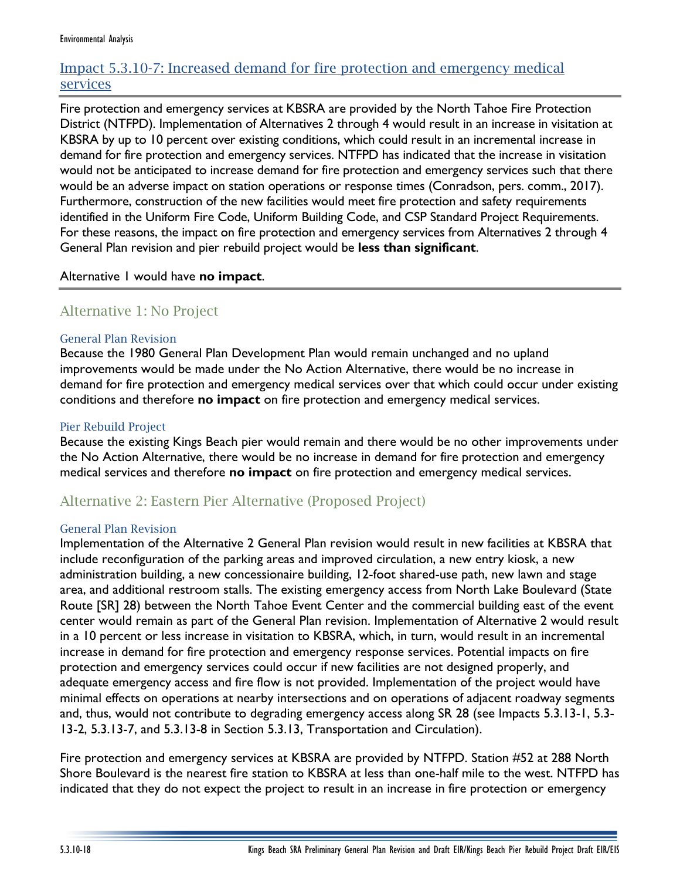### Impact 5.3.10-7: Increased demand for fire protection and emergency medical services

Fire protection and emergency services at KBSRA are provided by the North Tahoe Fire Protection District (NTFPD). Implementation of Alternatives 2 through 4 would result in an increase in visitation at KBSRA by up to 10 percent over existing conditions, which could result in an incremental increase in demand for fire protection and emergency services. NTFPD has indicated that the increase in visitation would not be anticipated to increase demand for fire protection and emergency services such that there would be an adverse impact on station operations or response times (Conradson, pers. comm., 2017). Furthermore, construction of the new facilities would meet fire protection and safety requirements identified in the Uniform Fire Code, Uniform Building Code, and CSP Standard Project Requirements. For these reasons, the impact on fire protection and emergency services from Alternatives 2 through 4 General Plan revision and pier rebuild project would be **less than significant**.

Alternative 1 would have **no impact**.

### Alternative 1: No Project

#### General Plan Revision

Because the 1980 General Plan Development Plan would remain unchanged and no upland improvements would be made under the No Action Alternative, there would be no increase in demand for fire protection and emergency medical services over that which could occur under existing conditions and therefore **no impact** on fire protection and emergency medical services.

#### Pier Rebuild Project

Because the existing Kings Beach pier would remain and there would be no other improvements under the No Action Alternative, there would be no increase in demand for fire protection and emergency medical services and therefore **no impact** on fire protection and emergency medical services.

### Alternative 2: Eastern Pier Alternative (Proposed Project)

#### General Plan Revision

Implementation of the Alternative 2 General Plan revision would result in new facilities at KBSRA that include reconfiguration of the parking areas and improved circulation, a new entry kiosk, a new administration building, a new concessionaire building, 12-foot shared-use path, new lawn and stage area, and additional restroom stalls. The existing emergency access from North Lake Boulevard (State Route [SR] 28) between the North Tahoe Event Center and the commercial building east of the event center would remain as part of the General Plan revision. Implementation of Alternative 2 would result in a 10 percent or less increase in visitation to KBSRA, which, in turn, would result in an incremental increase in demand for fire protection and emergency response services. Potential impacts on fire protection and emergency services could occur if new facilities are not designed properly, and adequate emergency access and fire flow is not provided. Implementation of the project would have minimal effects on operations at nearby intersections and on operations of adjacent roadway segments and, thus, would not contribute to degrading emergency access along SR 28 (see Impacts 5.3.13-1, 5.3-13-2, 5.3.13-7, and 5.3.13-8 in Section 5.3.13, Transportation and Circulation).

Fire protection and emergency services at KBSRA are provided by NTFPD. Station #52 at 288 North Shore Boulevard is the nearest fire station to KBSRA at less than one-half mile to the west. NTFPD has indicated that they do not expect the project to result in an increase in fire protection or emergency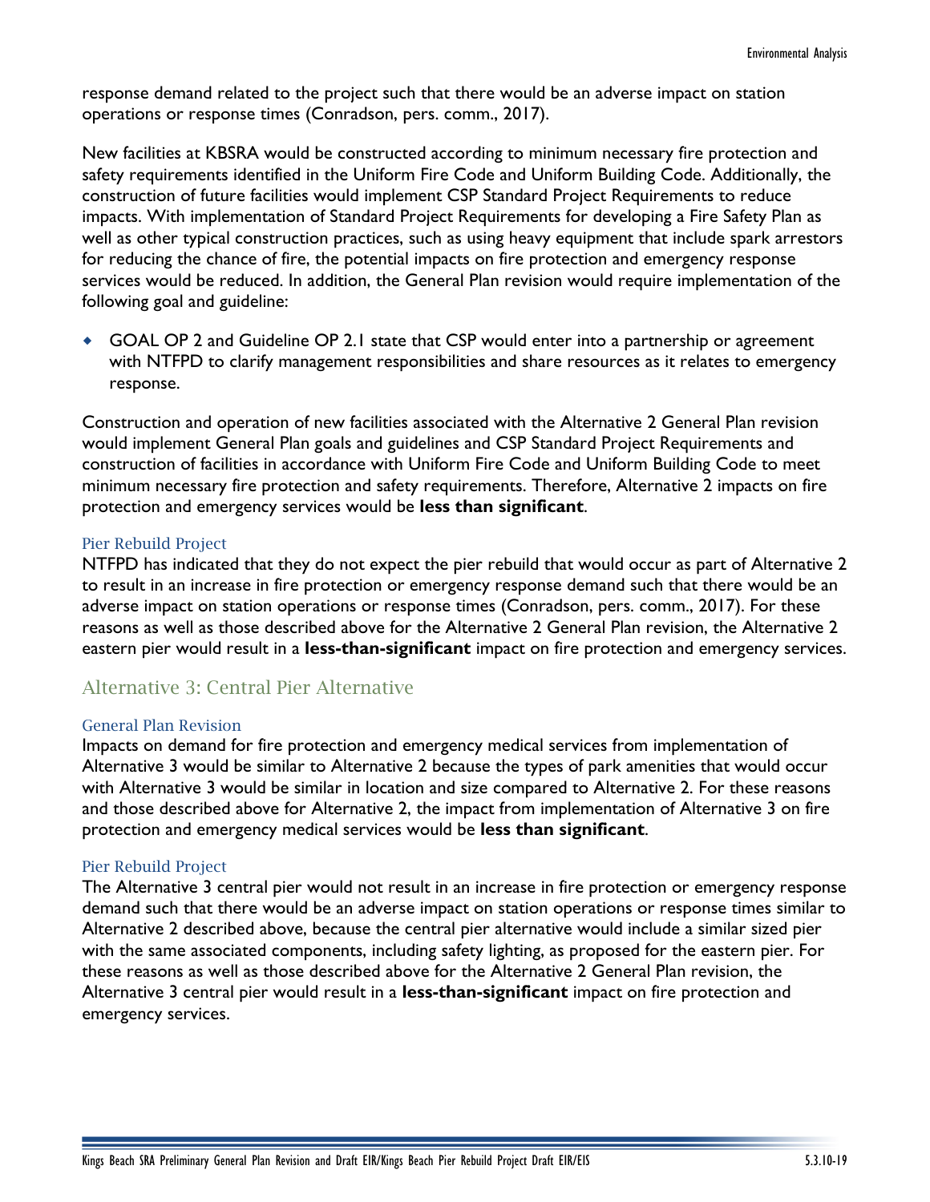response demand related to the project such that there would be an adverse impact on station operations or response times (Conradson, pers. comm., 2017).

New facilities at KBSRA would be constructed according to minimum necessary fire protection and safety requirements identified in the Uniform Fire Code and Uniform Building Code. Additionally, the construction of future facilities would implement CSP Standard Project Requirements to reduce impacts. With implementation of Standard Project Requirements for developing a Fire Safety Plan as well as other typical construction practices, such as using heavy equipment that include spark arrestors for reducing the chance of fire, the potential impacts on fire protection and emergency response services would be reduced. In addition, the General Plan revision would require implementation of the following goal and guideline:

- GOAL OP 2 and Guideline OP 2.1 state that CSP would enter into a partnership or agreement with NTFPD to clarify management responsibilities and share resources as it relates to emergency response.

Construction and operation of new facilities associated with the Alternative 2 General Plan revision would implement General Plan goals and guidelines and CSP Standard Project Requirements and construction of facilities in accordance with Uniform Fire Code and Uniform Building Code to meet minimum necessary fire protection and safety requirements. Therefore, Alternative 2 impacts on fire protection and emergency services would be **less than significant**.

#### Pier Rebuild Project

NTFPD has indicated that they do not expect the pier rebuild that would occur as part of Alternative 2 to result in an increase in fire protection or emergency response demand such that there would be an adverse impact on station operations or response times (Conradson, pers. comm., 2017). For these reasons as well as those described above for the Alternative 2 General Plan revision, the Alternative 2 eastern pier would result in a **less-than-significant** impact on fire protection and emergency services.

### Alternative 3: Central Pier Alternative

#### General Plan Revision

Impacts on demand for fire protection and emergency medical services from implementation of Alternative 3 would be similar to Alternative 2 because the types of park amenities that would occur with Alternative 3 would be similar in location and size compared to Alternative 2. For these reasons and those described above for Alternative 2, the impact from implementation of Alternative 3 on fire protection and emergency medical services would be **less than significant**.

#### Pier Rebuild Project

The Alternative 3 central pier would not result in an increase in fire protection or emergency response demand such that there would be an adverse impact on station operations or response times similar to Alternative 2 described above, because the central pier alternative would include a similar sized pier with the same associated components, including safety lighting, as proposed for the eastern pier. For these reasons as well as those described above for the Alternative 2 General Plan revision, the Alternative 3 central pier would result in a **less-than-significant** impact on fire protection and emergency services.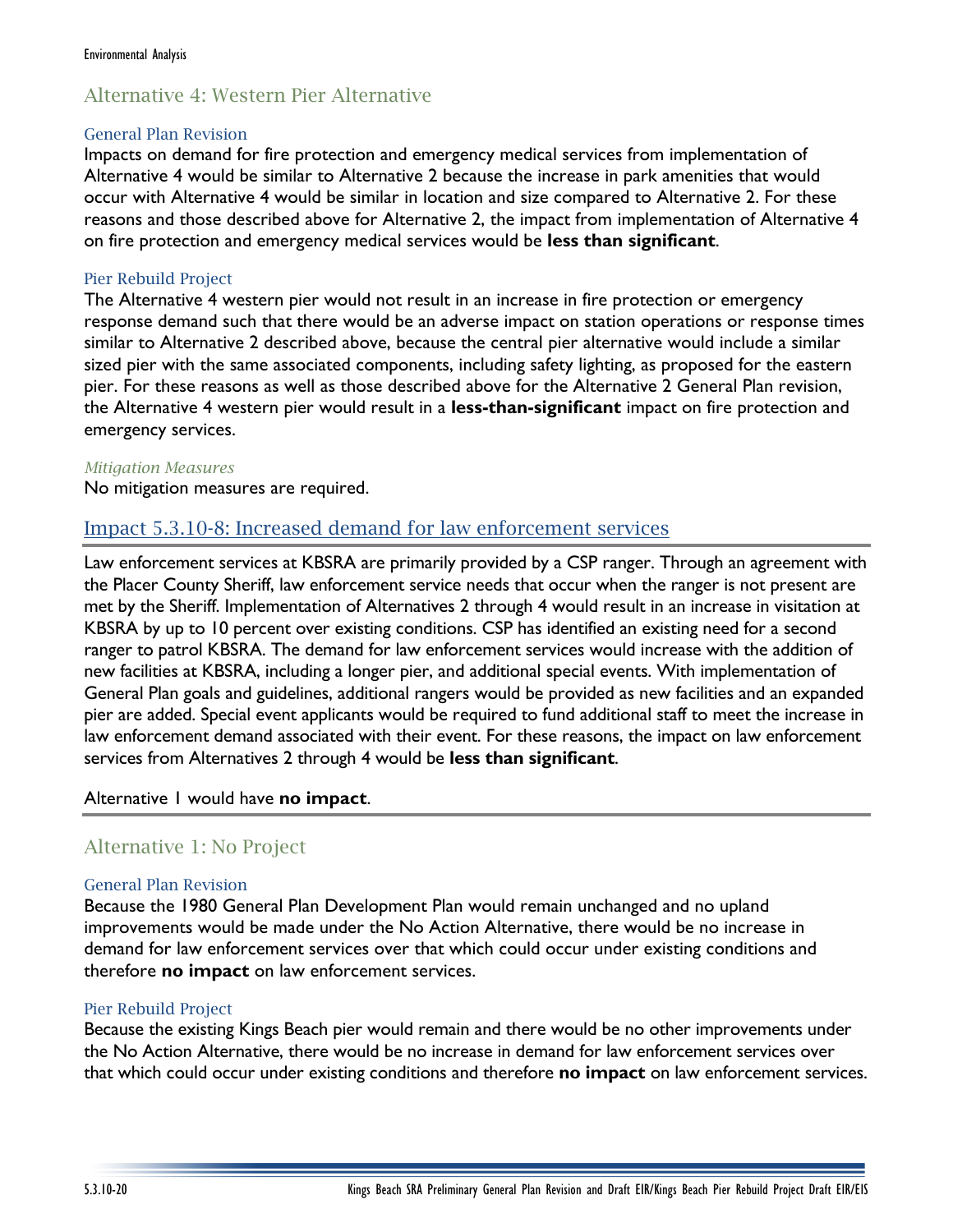### Alternative 4: Western Pier Alternative

#### General Plan Revision

Impacts on demand for fire protection and emergency medical services from implementation of Alternative 4 would be similar to Alternative 2 because the increase in park amenities that would occur with Alternative 4 would be similar in location and size compared to Alternative 2. For these reasons and those described above for Alternative 2, the impact from implementation of Alternative 4 on fire protection and emergency medical services would be **less than significant**.

#### Pier Rebuild Project

The Alternative 4 western pier would not result in an increase in fire protection or emergency response demand such that there would be an adverse impact on station operations or response times similar to Alternative 2 described above, because the central pier alternative would include a similar sized pier with the same associated components, including safety lighting, as proposed for the eastern pier. For these reasons as well as those described above for the Alternative 2 General Plan revision, the Alternative 4 western pier would result in a **less-than-significant** impact on fire protection and emergency services.

*Mitigation Measures*

No mitigation measures are required.

## Impact 5.3.10-8: Increased demand for law enforcement services

Law enforcement services at KBSRA are primarily provided by a CSP ranger. Through an agreement with the Placer County Sheriff, law enforcement service needs that occur when the ranger is not present are met by the Sheriff. Implementation of Alternatives 2 through 4 would result in an increase in visitation at KBSRA by up to 10 percent over existing conditions. CSP has identified an existing need for a second ranger to patrol KBSRA. The demand for law enforcement services would increase with the addition of new facilities at KBSRA, including a longer pier, and additional special events. With implementation of General Plan goals and guidelines, additional rangers would be provided as new facilities and an expanded pier are added. Special event applicants would be required to fund additional staff to meet the increase in law enforcement demand associated with their event. For these reasons, the impact on law enforcement services from Alternatives 2 through 4 would be **less than significant**.

Alternative 1 would have **no impact**.

### Alternative 1: No Project

#### General Plan Revision

Because the 1980 General Plan Development Plan would remain unchanged and no upland improvements would be made under the No Action Alternative, there would be no increase in demand for law enforcement services over that which could occur under existing conditions and therefore **no impact** on law enforcement services.

#### Pier Rebuild Project

Because the existing Kings Beach pier would remain and there would be no other improvements under the No Action Alternative, there would be no increase in demand for law enforcement services over that which could occur under existing conditions and therefore **no impact** on law enforcement services.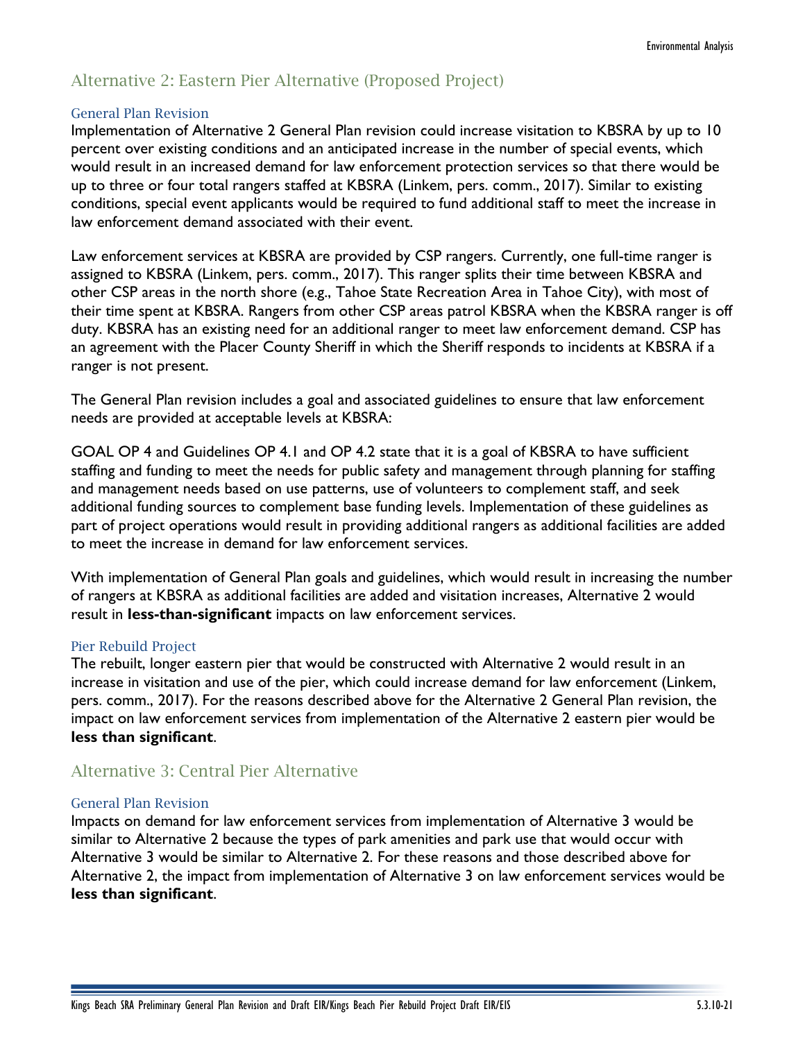## Alternative 2: Eastern Pier Alternative (Proposed Project)

### General Plan Revision

Implementation of Alternative 2 General Plan revision could increase visitation to KBSRA by up to 10 percent over existing conditions and an anticipated increase in the number of special events, which would result in an increased demand for law enforcement protection services so that there would be up to three or four total rangers staffed at KBSRA (Linkem, pers. comm., 2017). Similar to existing conditions, special event applicants would be required to fund additional staff to meet the increase in law enforcement demand associated with their event.

Law enforcement services at KBSRA are provided by CSP rangers. Currently, one full-time ranger is assigned to KBSRA (Linkem, pers. comm., 2017). This ranger splits their time between KBSRA and other CSP areas in the north shore (e.g., Tahoe State Recreation Area in Tahoe City), with most of their time spent at KBSRA. Rangers from other CSP areas patrol KBSRA when the KBSRA ranger is off duty. KBSRA has an existing need for an additional ranger to meet law enforcement demand. CSP has an agreement with the Placer County Sheriff in which the Sheriff responds to incidents at KBSRA if a ranger is not present.

The General Plan revision includes a goal and associated guidelines to ensure that law enforcement needs are provided at acceptable levels at KBSRA:

GOAL OP 4 and Guidelines OP 4.1 and OP 4.2 state that it is a goal of KBSRA to have sufficient staffing and funding to meet the needs for public safety and management through planning for staffing and management needs based on use patterns, use of volunteers to complement staff, and seek additional funding sources to complement base funding levels. Implementation of these guidelines as part of project operations would result in providing additional rangers as additional facilities are added to meet the increase in demand for law enforcement services.

With implementation of General Plan goals and guidelines, which would result in increasing the number of rangers at KBSRA as additional facilities are added and visitation increases, Alternative 2 would result in **less-than-significant** impacts on law enforcement services.

### Pier Rebuild Project

The rebuilt, longer eastern pier that would be constructed with Alternative 2 would result in an increase in visitation and use of the pier, which could increase demand for law enforcement (Linkem, pers. comm., 2017). For the reasons described above for the Alternative 2 General Plan revision, the impact on law enforcement services from implementation of the Alternative 2 eastern pier would be **less than significant**.

## Alternative 3: Central Pier Alternative

### General Plan Revision

Impacts on demand for law enforcement services from implementation of Alternative 3 would be similar to Alternative 2 because the types of park amenities and park use that would occur with Alternative 3 would be similar to Alternative 2. For these reasons and those described above for Alternative 2, the impact from implementation of Alternative 3 on law enforcement services would be **less than significant**.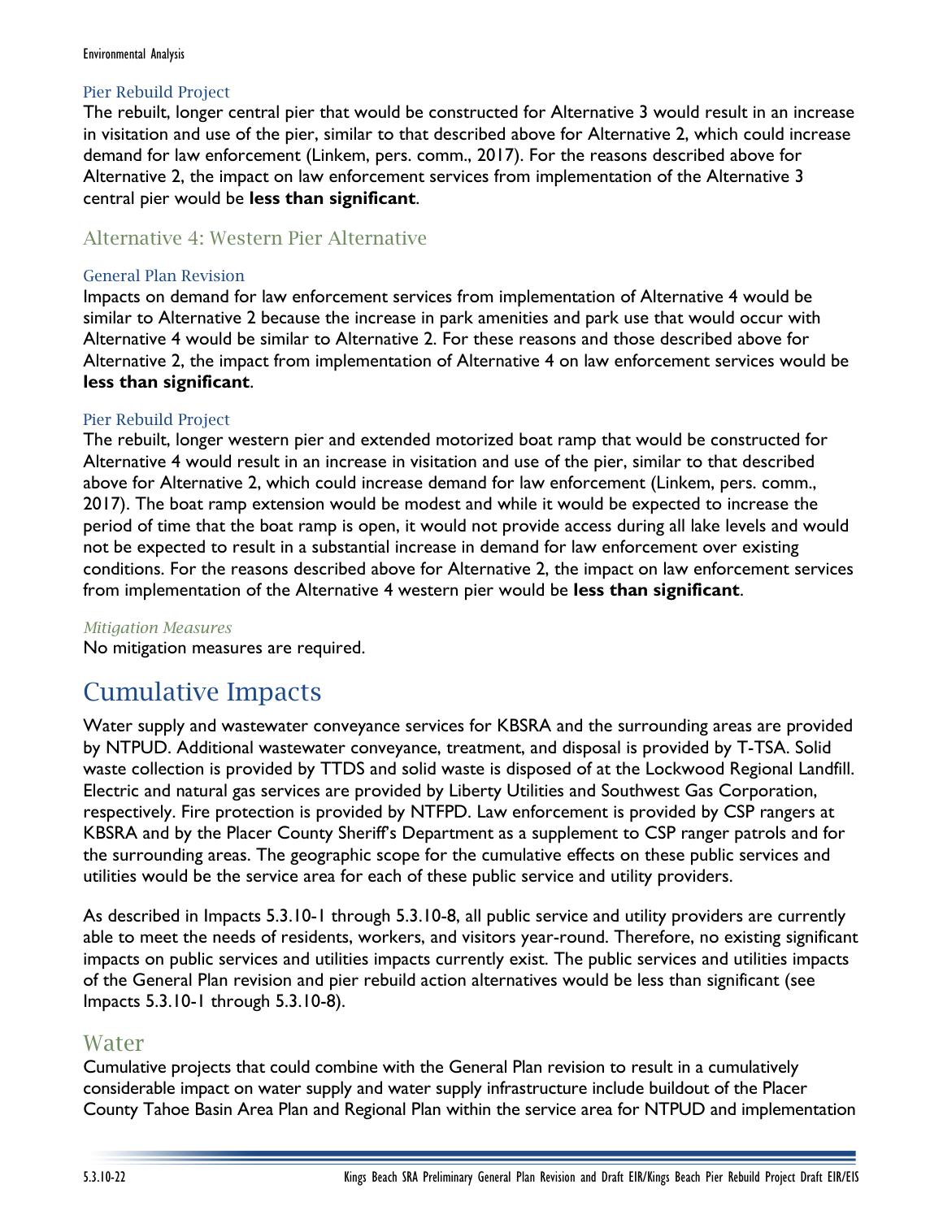#### Pier Rebuild Project

The rebuilt, longer central pier that would be constructed for Alternative 3 would result in an increase in visitation and use of the pier, similar to that described above for Alternative 2, which could increase demand for law enforcement (Linkem, pers. comm., 2017). For the reasons described above for Alternative 2, the impact on law enforcement services from implementation of the Alternative 3 central pier would be **less than significant**.

### Alternative 4: Western Pier Alternative

#### General Plan Revision

Impacts on demand for law enforcement services from implementation of Alternative 4 would be similar to Alternative 2 because the increase in park amenities and park use that would occur with Alternative 4 would be similar to Alternative 2. For these reasons and those described above for Alternative 2, the impact from implementation of Alternative 4 on law enforcement services would be **less than significant**.

#### Pier Rebuild Project

The rebuilt, longer western pier and extended motorized boat ramp that would be constructed for Alternative 4 would result in an increase in visitation and use of the pier, similar to that described above for Alternative 2, which could increase demand for law enforcement (Linkem, pers. comm., 2017). The boat ramp extension would be modest and while it would be expected to increase the period of time that the boat ramp is open, it would not provide access during all lake levels and would not be expected to result in a substantial increase in demand for law enforcement over existing conditions. For the reasons described above for Alternative 2, the impact on law enforcement services from implementation of the Alternative 4 western pier would be **less than significant**.

*Mitigation Measures*

No mitigation measures are required.

## Cumulative Impacts

Water supply and wastewater conveyance services for KBSRA and the surrounding areas are provided by NTPUD. Additional wastewater conveyance, treatment, and disposal is provided by T-TSA. Solid waste collection is provided by TTDS and solid waste is disposed of at the Lockwood Regional Landfill. Electric and natural gas services are provided by Liberty Utilities and Southwest Gas Corporation, respectively. Fire protection is provided by NTFPD. Law enforcement is provided by CSP rangers at KBSRA and by the Placer County Sheriff's Department as a supplement to CSP ranger patrols and for the surrounding areas. The geographic scope for the cumulative effects on these public services and utilities would be the service area for each of these public service and utility providers.

As described in Impacts 5.3.10-1 through 5.3.10-8, all public service and utility providers are currently able to meet the needs of residents, workers, and visitors year-round. Therefore, no existing significant impacts on public services and utilities impacts currently exist. The public services and utilities impacts of the General Plan revision and pier rebuild action alternatives would be less than significant (see Impacts 5.3.10-1 through 5.3.10-8).

### Water

Cumulative projects that could combine with the General Plan revision to result in a cumulatively considerable impact on water supply and water supply infrastructure include buildout of the Placer County Tahoe Basin Area Plan and Regional Plan within the service area for NTPUD and implementation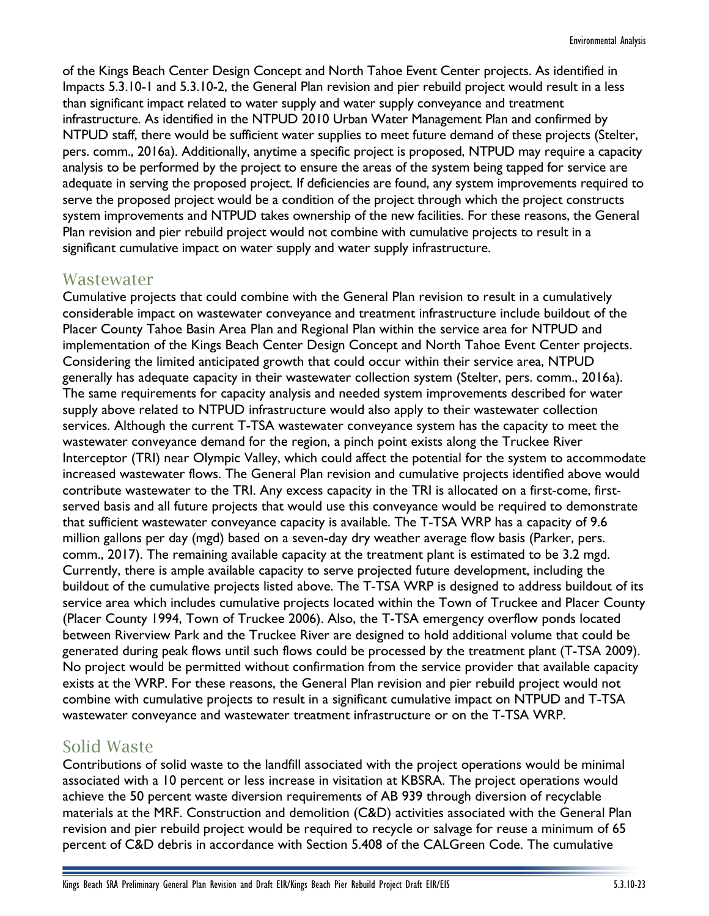of the Kings Beach Center Design Concept and North Tahoe Event Center projects. As identified in Impacts 5.3.10-1 and 5.3.10-2, the General Plan revision and pier rebuild project would result in a less than significant impact related to water supply and water supply conveyance and treatment infrastructure. As identified in the NTPUD 2010 Urban Water Management Plan and confirmed by NTPUD staff, there would be sufficient water supplies to meet future demand of these projects (Stelter, pers. comm., 2016a). Additionally, anytime a specific project is proposed, NTPUD may require a capacity analysis to be performed by the project to ensure the areas of the system being tapped for service are adequate in serving the proposed project. If deficiencies are found, any system improvements required to serve the proposed project would be a condition of the project through which the project constructs system improvements and NTPUD takes ownership of the new facilities. For these reasons, the General Plan revision and pier rebuild project would not combine with cumulative projects to result in a significant cumulative impact on water supply and water supply infrastructure.

## Wastewater

Cumulative projects that could combine with the General Plan revision to result in a cumulatively considerable impact on wastewater conveyance and treatment infrastructure include buildout of the Placer County Tahoe Basin Area Plan and Regional Plan within the service area for NTPUD and implementation of the Kings Beach Center Design Concept and North Tahoe Event Center projects. Considering the limited anticipated growth that could occur within their service area, NTPUD generally has adequate capacity in their wastewater collection system (Stelter, pers. comm., 2016a). The same requirements for capacity analysis and needed system improvements described for water supply above related to NTPUD infrastructure would also apply to their wastewater collection services. Although the current T-TSA wastewater conveyance system has the capacity to meet the wastewater conveyance demand for the region, a pinch point exists along the Truckee River Interceptor (TRI) near Olympic Valley, which could affect the potential for the system to accommodate increased wastewater flows. The General Plan revision and cumulative projects identified above would contribute wastewater to the TRI. Any excess capacity in the TRI is allocated on a first-come, first-served basis and all future projects that would use this conveyance would be required to demonstrate that sufficient wastewater conveyance capacity is available. The T-TSA WRP has a capacity of 9.6 million gallons per day (mgd) based on a seven-day dry weather average flow basis (Parker, pers. comm., 2017). The remaining available capacity at the treatment plant is estimated to be 3.2 mgd. Currently, there is ample available capacity to serve projected future development, including the buildout of the cumulative projects listed above. The T-TSA WRP is designed to address buildout of its service area which includes cumulative projects located within the Town of Truckee and Placer County (Placer County 1994, Town of Truckee 2006). Also, the T-TSA emergency overflow ponds located between Riverview Park and the Truckee River are designed to hold additional volume that could be generated during peak flows until such flows could be processed by the treatment plant (T-TSA 2009). No project would be permitted without confirmation from the service provider that available capacity exists at the WRP. For these reasons, the General Plan revision and pier rebuild project would not combine with cumulative projects to result in a significant cumulative impact on NTPUD and T-TSA wastewater conveyance and wastewater treatment infrastructure or on the T-TSA WRP.

## Solid Waste

Contributions of solid waste to the landfill associated with the project operations would be minimal associated with a 10 percent or less increase in visitation at KBSRA. The project operations would achieve the 50 percent waste diversion requirements of AB 939 through diversion of recyclable materials at the MRF. Construction and demolition (C&D) activities associated with the General Plan revision and pier rebuild project would be required to recycle or salvage for reuse a minimum of 65 percent of C&D debris in accordance with Section 5.408 of the CALGreen Code. The cumulative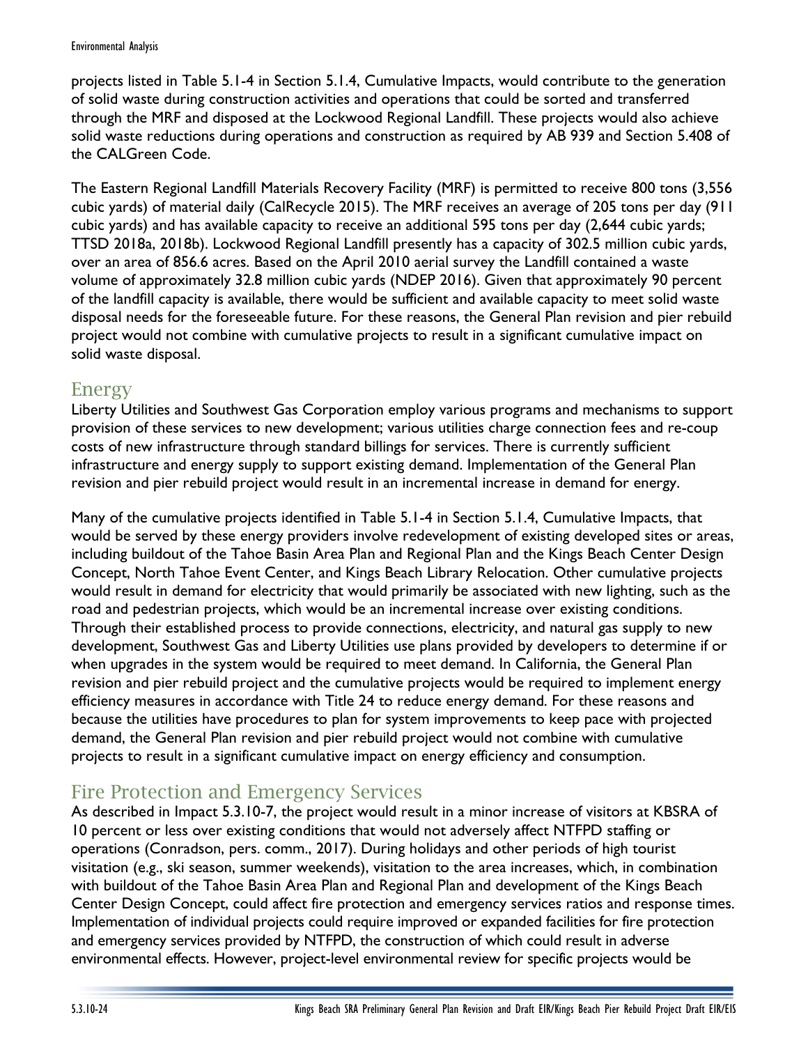projects listed in Table 5.1-4 in Section 5.1.4, Cumulative Impacts, would contribute to the generation of solid waste during construction activities and operations that could be sorted and transferred through the MRF and disposed at the Lockwood Regional Landfill. These projects would also achieve solid waste reductions during operations and construction as required by AB 939 and Section 5.408 of the CALGreen Code.

The Eastern Regional Landfill Materials Recovery Facility (MRF) is permitted to receive 800 tons (3,556 cubic yards) of material daily (CalRecycle 2015). The MRF receives an average of 205 tons per day (911 cubic yards) and has available capacity to receive an additional 595 tons per day (2,644 cubic yards; TTSD 2018a, 2018b). Lockwood Regional Landfill presently has a capacity of 302.5 million cubic yards, over an area of 856.6 acres. Based on the April 2010 aerial survey the Landfill contained a waste volume of approximately 32.8 million cubic yards (NDEP 2016). Given that approximately 90 percent of the landfill capacity is available, there would be sufficient and available capacity to meet solid waste disposal needs for the foreseeable future. For these reasons, the General Plan revision and pier rebuild project would not combine with cumulative projects to result in a significant cumulative impact on solid waste disposal.

## Energy

Liberty Utilities and Southwest Gas Corporation employ various programs and mechanisms to support provision of these services to new development; various utilities charge connection fees and re-coup costs of new infrastructure through standard billings for services. There is currently sufficient infrastructure and energy supply to support existing demand. Implementation of the General Plan revision and pier rebuild project would result in an incremental increase in demand for energy.

Many of the cumulative projects identified in Table 5.1-4 in Section 5.1.4, Cumulative Impacts, that would be served by these energy providers involve redevelopment of existing developed sites or areas, including buildout of the Tahoe Basin Area Plan and Regional Plan and the Kings Beach Center Design Concept, North Tahoe Event Center, and Kings Beach Library Relocation. Other cumulative projects would result in demand for electricity that would primarily be associated with new lighting, such as the road and pedestrian projects, which would be an incremental increase over existing conditions. Through their established process to provide connections, electricity, and natural gas supply to new development, Southwest Gas and Liberty Utilities use plans provided by developers to determine if or when upgrades in the system would be required to meet demand. In California, the General Plan revision and pier rebuild project and the cumulative projects would be required to implement energy efficiency measures in accordance with Title 24 to reduce energy demand. For these reasons and because the utilities have procedures to plan for system improvements to keep pace with projected demand, the General Plan revision and pier rebuild project would not combine with cumulative projects to result in a significant cumulative impact on energy efficiency and consumption.

## Fire Protection and Emergency Services

As described in Impact 5.3.10-7, the project would result in a minor increase of visitors at KBSRA of 10 percent or less over existing conditions that would not adversely affect NTFPD staffing or operations (Conradson, pers. comm., 2017). During holidays and other periods of high tourist visitation (e.g., ski season, summer weekends), visitation to the area increases, which, in combination with buildout of the Tahoe Basin Area Plan and Regional Plan and development of the Kings Beach Center Design Concept, could affect fire protection and emergency services ratios and response times. Implementation of individual projects could require improved or expanded facilities for fire protection and emergency services provided by NTFPD, the construction of which could result in adverse environmental effects. However, project-level environmental review for specific projects would be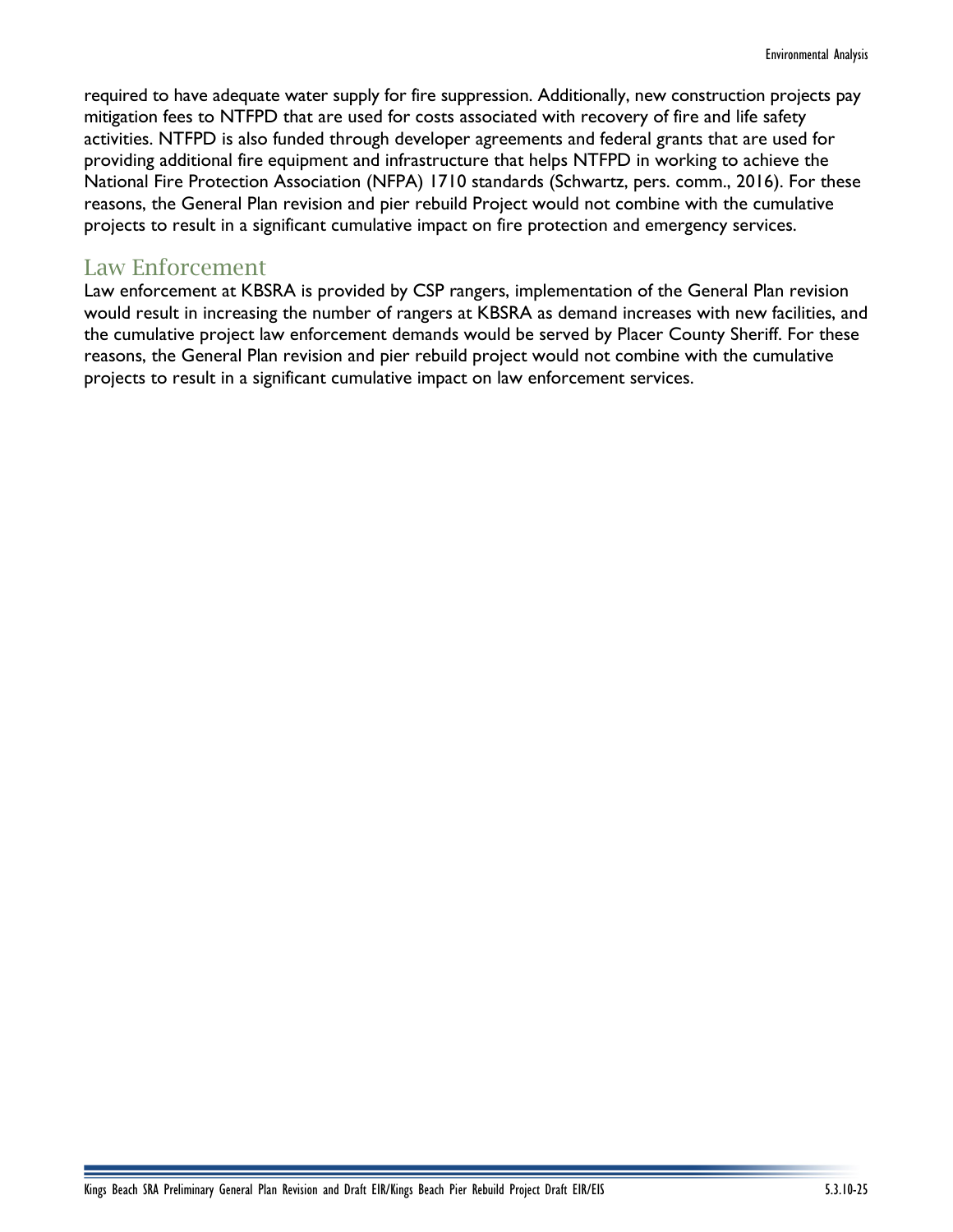required to have adequate water supply for fire suppression. Additionally, new construction projects pay mitigation fees to NTFPD that are used for costs associated with recovery of fire and life safety activities. NTFPD is also funded through developer agreements and federal grants that are used for providing additional fire equipment and infrastructure that helps NTFPD in working to achieve the National Fire Protection Association (NFPA) 1710 standards (Schwartz, pers. comm., 2016). For these reasons, the General Plan revision and pier rebuild Project would not combine with the cumulative projects to result in a significant cumulative impact on fire protection and emergency services.

## Law Enforcement

Law enforcement at KBSRA is provided by CSP rangers, implementation of the General Plan revision would result in increasing the number of rangers at KBSRA as demand increases with new facilities, and the cumulative project law enforcement demands would be served by Placer County Sheriff. For these reasons, the General Plan revision and pier rebuild project would not combine with the cumulative projects to result in a significant cumulative impact on law enforcement services.